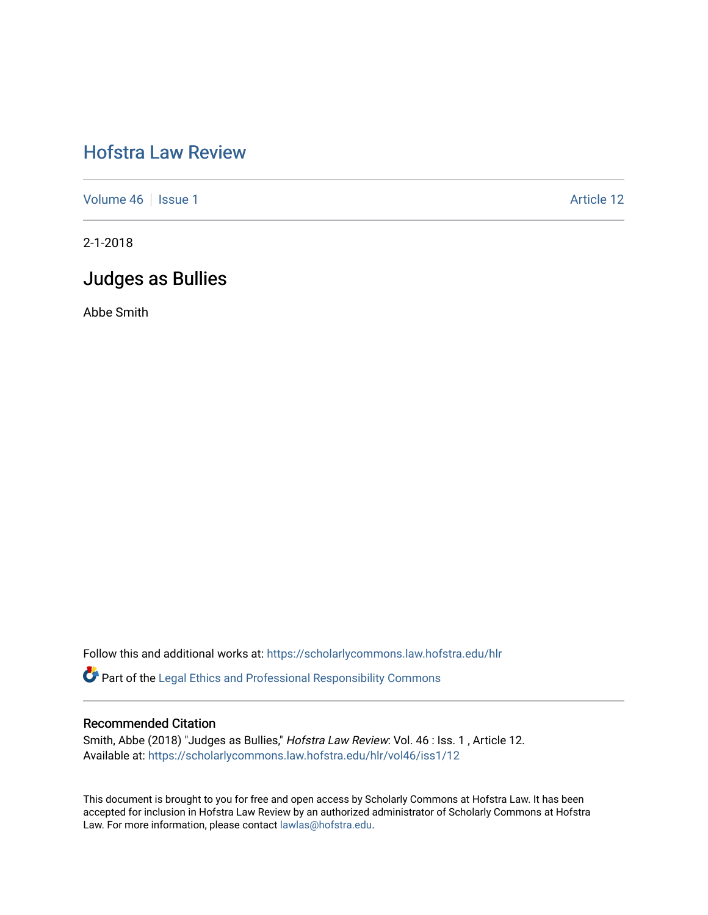# Hofstra Law Review

Volume 46 | Issue 1 Article 12

2-1-2018

## Judges as Bullies

Abbe Smith

Follow this and additional works at: https://scholarlycommons.law.hofstra.edu/hlr

Part of the Legal Ethics and Professional Responsibility Commons

### Recommended Citation

Smith, Abbe (2018) "Judges as Bullies," *Hofstra Law Review*: Vol. 46 : Iss. 1 , Article 12.
Available at: https://scholarlycommons.law.hofstra.edu/hlr/vol46/iss1/12

This document is brought to you for free and open access by Scholarly Commons at Hofstra Law. It has been accepted for inclusion in Hofstra Law Review by an authorized administrator of Scholarly Commons at Hofstra Law. For more information, please contact lawlas@hofstra.edu.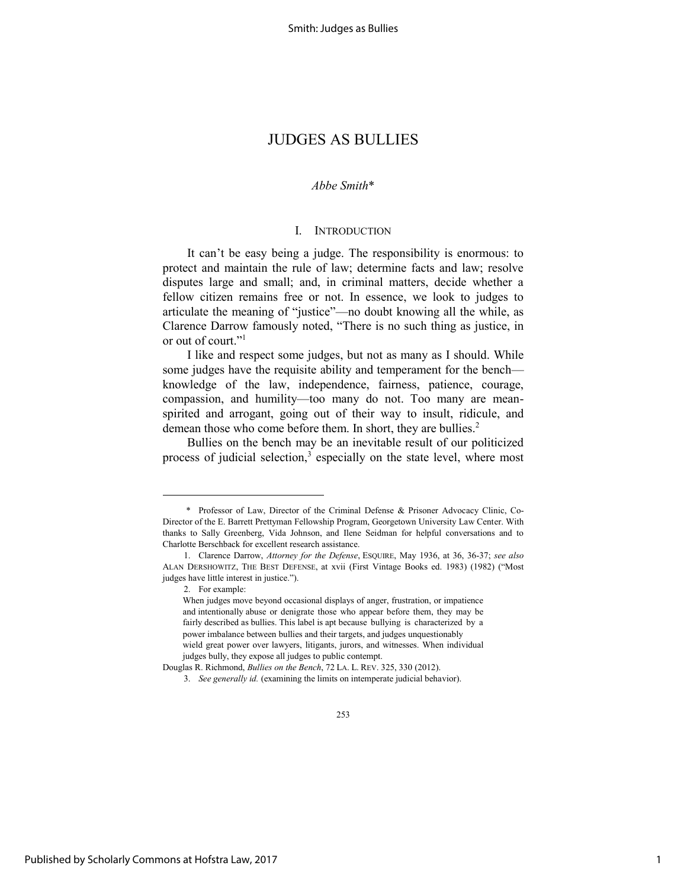# JUDGES AS BULLIES

*Abbe Smith**

## I. INTRODUCTION

It can't be easy being a judge. The responsibility is enormous: to protect and maintain the rule of law; determine facts and law; resolve disputes large and small; and, in criminal matters, decide whether a fellow citizen remains free or not. In essence, we look to judges to articulate the meaning of "justice"—no doubt knowing all the while, as Clarence Darrow famously noted, "There is no such thing as justice, in or out of court."[1]

I like and respect some judges, but not as many as I should. While some judges have the requisite ability and temperament for the bench—knowledge of the law, independence, fairness, patience, courage, compassion, and humility—too many do not. Too many are mean-spirited and arrogant, going out of their way to insult, ridicule, and demean those who come before them. In short, they are bullies.[2]

Bullies on the bench may be an inevitable result of our politicized process of judicial selection,[3] especially on the state level, where most

---

\* Professor of Law, Director of the Criminal Defense & Prisoner Advocacy Clinic, Co-Director of the E. Barrett Prettyman Fellowship Program, Georgetown University Law Center. With thanks to Sally Greenberg, Vida Johnson, and Ilene Seidman for helpful conversations and to Charlotte Berschback for excellent research assistance.

1. Clarence Darrow, *Attorney for the Defense*, ESQUIRE, May 1936, at 36, 36-37; *see also* ALAN DERSHOWITZ, THE BEST DEFENSE, at xvii (First Vintage Books ed. 1983) (1982) ("Most judges have little interest in justice.").

2. For example:

> When judges move beyond occasional displays of anger, frustration, or impatience and intentionally abuse or denigrate those who appear before them, they may be fairly described as bullies. This label is apt because bullying is characterized by a power imbalance between bullies and their targets, and judges unquestionably wield great power over lawyers, litigants, jurors, and witnesses. When individual judges bully, they expose all judges to public contempt.

Douglas R. Richmond, *Bullies on the Bench*, 72 LA. L. REV. 325, 330 (2012).

3. *See generally id.* (examining the limits on intemperate judicial behavior).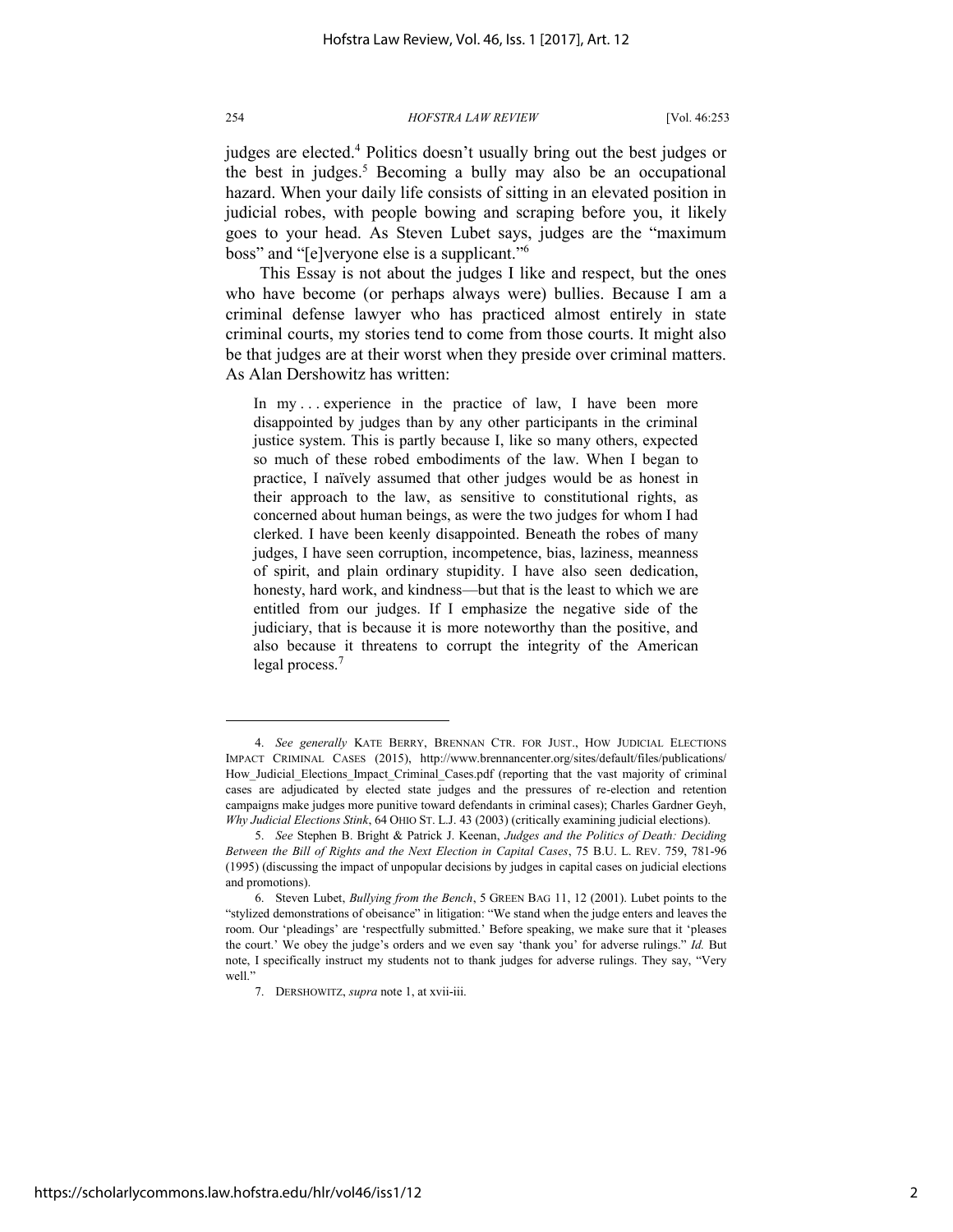judges are elected.[4] Politics doesn't usually bring out the best judges or the best in judges.[5] Becoming a bully may also be an occupational hazard. When your daily life consists of sitting in an elevated position in judicial robes, with people bowing and scraping before you, it likely goes to your head. As Steven Lubet says, judges are the "maximum boss" and "[e]veryone else is a supplicant."[6]

This Essay is not about the judges I like and respect, but the ones who have become (or perhaps always were) bullies. Because I am a criminal defense lawyer who has practiced almost entirely in state criminal courts, my stories tend to come from those courts. It might also be that judges are at their worst when they preside over criminal matters. As Alan Dershowitz has written:

> In my . . . experience in the practice of law, I have been more disappointed by judges than by any other participants in the criminal justice system. This is partly because I, like so many others, expected so much of these robed embodiments of the law. When I began to practice, I naïvely assumed that other judges would be as honest in their approach to the law, as sensitive to constitutional rights, as concerned about human beings, as were the two judges for whom I had clerked. I have been keenly disappointed. Beneath the robes of many judges, I have seen corruption, incompetence, bias, laziness, meanness of spirit, and plain ordinary stupidity. I have also seen dedication, honesty, hard work, and kindness—but that is the least to which we are entitled from our judges. If I emphasize the negative side of the judiciary, that is because it is more noteworthy than the positive, and also because it threatens to corrupt the integrity of the American legal process.[7]

---

4. *See generally* KATE BERRY, BRENNAN CTR. FOR JUST., HOW JUDICIAL ELECTIONS IMPACT CRIMINAL CASES (2015), http://www.brennancenter.org/sites/default/files/publications/How_Judicial_Elections_Impact_Criminal_Cases.pdf (reporting that the vast majority of criminal cases are adjudicated by elected state judges and the pressures of re-election and retention campaigns make judges more punitive toward defendants in criminal cases); Charles Gardner Geyh, *Why Judicial Elections Stink*, 64 OHIO ST. L.J. 43 (2003) (critically examining judicial elections).

5. *See* Stephen B. Bright & Patrick J. Keenan, *Judges and the Politics of Death: Deciding Between the Bill of Rights and the Next Election in Capital Cases*, 75 B.U. L. REV. 759, 781-96 (1995) (discussing the impact of unpopular decisions by judges in capital cases on judicial elections and promotions).

6. Steven Lubet, *Bullying from the Bench*, 5 GREEN BAG 11, 12 (2001). Lubet points to the "stylized demonstrations of obeisance" in litigation: "We stand when the judge enters and leaves the room. Our 'pleadings' are 'respectfully submitted.' Before speaking, we make sure that it 'pleases the court.' We obey the judge's orders and we even say 'thank you' for adverse rulings." *Id.* But note, I specifically instruct my students not to thank judges for adverse rulings. They say, "Very well."

7. DERSHOWITZ, *supra* note 1, at xvii-iii.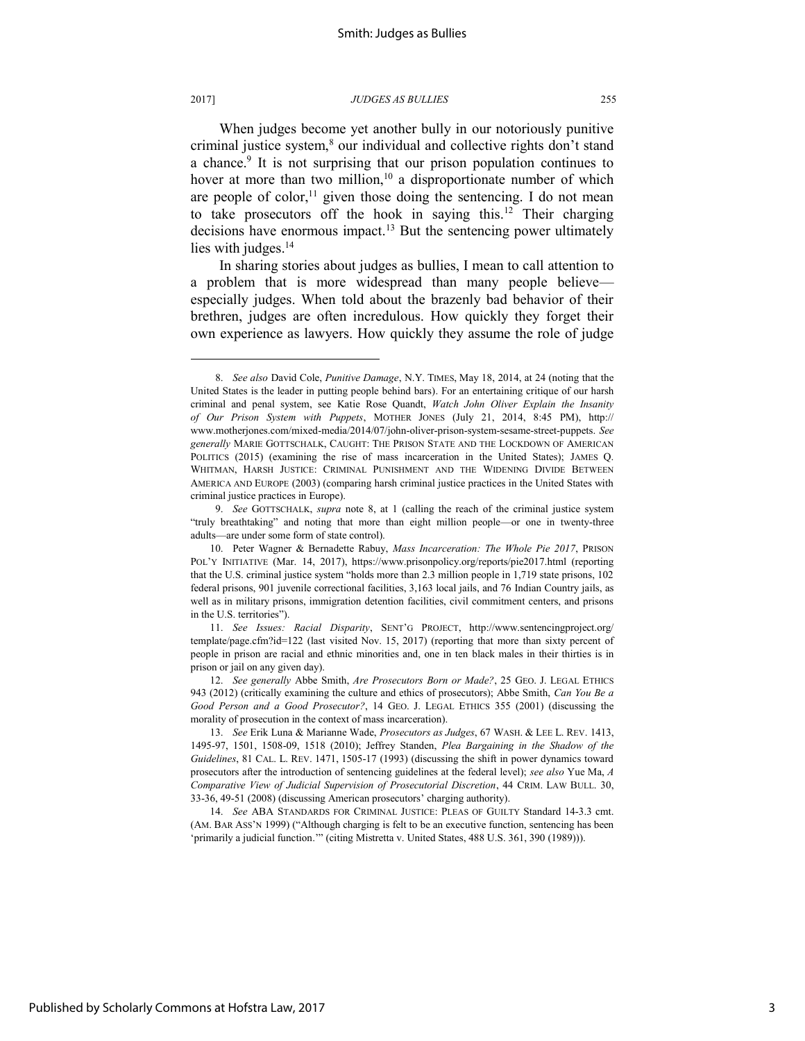When judges become yet another bully in our notoriously punitive criminal justice system,[8] our individual and collective rights don't stand a chance.[9] It is not surprising that our prison population continues to hover at more than two million,[10] a disproportionate number of which are people of color,[11] given those doing the sentencing. I do not mean to take prosecutors off the hook in saying this.[12] Their charging decisions have enormous impact.[13] But the sentencing power ultimately lies with judges.[14]

In sharing stories about judges as bullies, I mean to call attention to a problem that is more widespread than many people believe—especially judges. When told about the brazenly bad behavior of their brethren, judges are often incredulous. How quickly they forget their own experience as lawyers. How quickly they assume the role of judge

---

8. *See also* David Cole, *Punitive Damage*, N.Y. TIMES, May 18, 2014, at 24 (noting that the United States is the leader in putting people behind bars). For an entertaining critique of our harsh criminal and penal system, see Katie Rose Quandt, *Watch John Oliver Explain the Insanity of Our Prison System with Puppets*, MOTHER JONES (July 21, 2014, 8:45 PM), http://www.motherjones.com/mixed-media/2014/07/john-oliver-prison-system-sesame-street-puppets. *See generally* MARIE GOTTSCHALK, CAUGHT: THE PRISON STATE AND THE LOCKDOWN OF AMERICAN POLITICS (2015) (examining the rise of mass incarceration in the United States); JAMES Q. WHITMAN, HARSH JUSTICE: CRIMINAL PUNISHMENT AND THE WIDENING DIVIDE BETWEEN AMERICA AND EUROPE (2003) (comparing harsh criminal justice practices in the United States with criminal justice practices in Europe).

9. *See* GOTTSCHALK, *supra* note 8, at 1 (calling the reach of the criminal justice system "truly breathtaking" and noting that more than eight million people—or one in twenty-three adults—are under some form of state control).

10. Peter Wagner & Bernadette Rabuy, *Mass Incarceration: The Whole Pie 2017*, PRISON POL'Y INITIATIVE (Mar. 14, 2017), https://www.prisonpolicy.org/reports/pie2017.html (reporting that the U.S. criminal justice system "holds more than 2.3 million people in 1,719 state prisons, 102 federal prisons, 901 juvenile correctional facilities, 3,163 local jails, and 76 Indian Country jails, as well as in military prisons, immigration detention facilities, civil commitment centers, and prisons in the U.S. territories").

11. *See Issues: Racial Disparity*, SENT'G PROJECT, http://www.sentencingproject.org/template/page.cfm?id=122 (last visited Nov. 15, 2017) (reporting that more than sixty percent of people in prison are racial and ethnic minorities and, one in ten black males in their thirties is in prison or jail on any given day).

12. *See generally* Abbe Smith, *Are Prosecutors Born or Made?*, 25 GEO. J. LEGAL ETHICS 943 (2012) (critically examining the culture and ethics of prosecutors); Abbe Smith, *Can You Be a Good Person and a Good Prosecutor?*, 14 GEO. J. LEGAL ETHICS 355 (2001) (discussing the morality of prosecution in the context of mass incarceration).

13. *See* Erik Luna & Marianne Wade, *Prosecutors as Judges*, 67 WASH. & LEE L. REV. 1413, 1495-97, 1501, 1508-09, 1518 (2010); Jeffrey Standen, *Plea Bargaining in the Shadow of the Guidelines*, 81 CAL. L. REV. 1471, 1505-17 (1993) (discussing the shift in power dynamics toward prosecutors after the introduction of sentencing guidelines at the federal level); *see also* Yue Ma, *A Comparative View of Judicial Supervision of Prosecutorial Discretion*, 44 CRIM. LAW BULL. 30, 33-36, 49-51 (2008) (discussing American prosecutors' charging authority).

14. *See* ABA STANDARDS FOR CRIMINAL JUSTICE: PLEAS OF GUILTY Standard 14-3.3 cmt. (AM. BAR ASS'N 1999) ("Although charging is felt to be an executive function, sentencing has been 'primarily a judicial function.'" (citing Mistretta v. United States, 488 U.S. 361, 390 (1989))).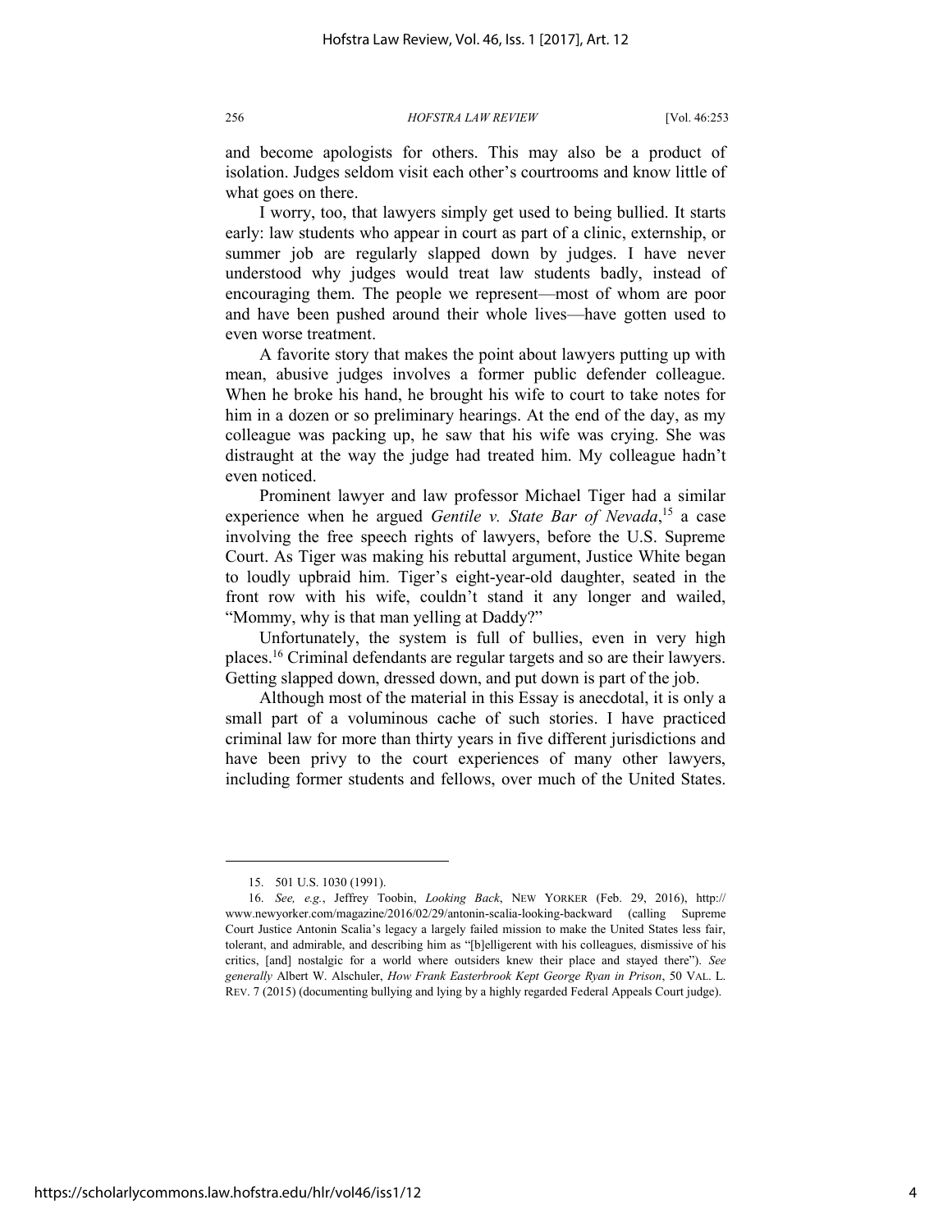and become apologists for others. This may also be a product of isolation. Judges seldom visit each other's courtrooms and know little of what goes on there.

I worry, too, that lawyers simply get used to being bullied. It starts early: law students who appear in court as part of a clinic, externship, or summer job are regularly slapped down by judges. I have never understood why judges would treat law students badly, instead of encouraging them. The people we represent—most of whom are poor and have been pushed around their whole lives—have gotten used to even worse treatment.

A favorite story that makes the point about lawyers putting up with mean, abusive judges involves a former public defender colleague. When he broke his hand, he brought his wife to court to take notes for him in a dozen or so preliminary hearings. At the end of the day, as my colleague was packing up, he saw that his wife was crying. She was distraught at the way the judge had treated him. My colleague hadn't even noticed.

Prominent lawyer and law professor Michael Tiger had a similar experience when he argued *Gentile v. State Bar of Nevada*,[15] a case involving the free speech rights of lawyers, before the U.S. Supreme Court. As Tiger was making his rebuttal argument, Justice White began to loudly upbraid him. Tiger's eight-year-old daughter, seated in the front row with his wife, couldn't stand it any longer and wailed, "Mommy, why is that man yelling at Daddy?"

Unfortunately, the system is full of bullies, even in very high places.[16] Criminal defendants are regular targets and so are their lawyers. Getting slapped down, dressed down, and put down is part of the job.

Although most of the material in this Essay is anecdotal, it is only a small part of a voluminous cache of such stories. I have practiced criminal law for more than thirty years in five different jurisdictions and have been privy to the court experiences of many other lawyers, including former students and fellows, over much of the United States.

---

15. 501 U.S. 1030 (1991).

16. *See, e.g.*, Jeffrey Toobin, *Looking Back*, NEW YORKER (Feb. 29, 2016), http://www.newyorker.com/magazine/2016/02/29/antonin-scalia-looking-backward (calling Supreme Court Justice Antonin Scalia's legacy a largely failed mission to make the United States less fair, tolerant, and admirable, and describing him as "[b]elligerent with his colleagues, dismissive of his critics, [and] nostalgic for a world where outsiders knew their place and stayed there"). *See generally* Albert W. Alschuler, *How Frank Easterbrook Kept George Ryan in Prison*, 50 VAL. L. REV. 7 (2015) (documenting bullying and lying by a highly regarded Federal Appeals Court judge).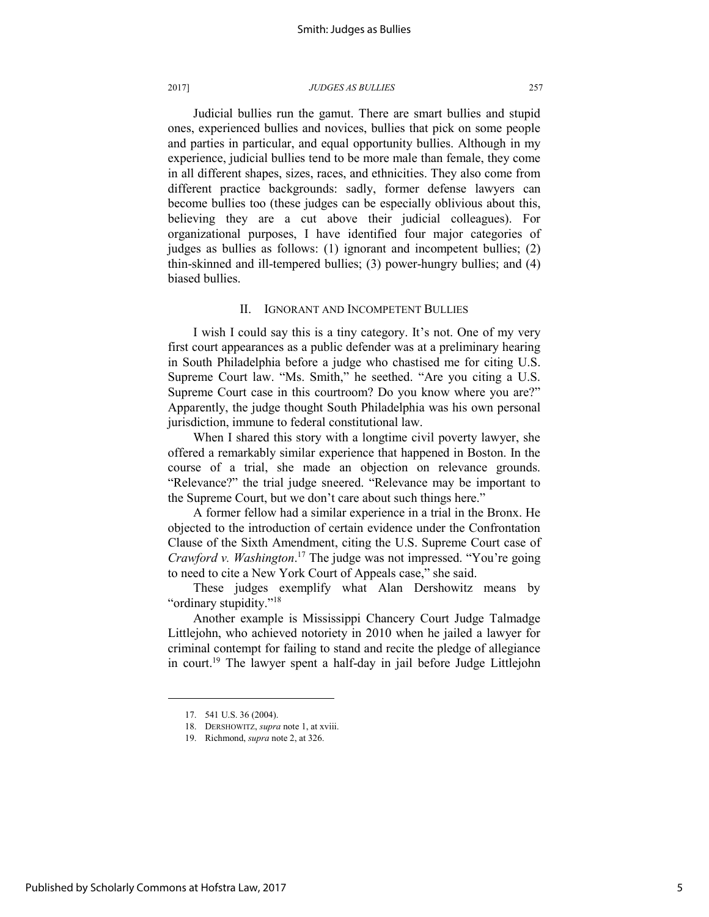Judicial bullies run the gamut. There are smart bullies and stupid ones, experienced bullies and novices, bullies that pick on some people and parties in particular, and equal opportunity bullies. Although in my experience, judicial bullies tend to be more male than female, they come in all different shapes, sizes, races, and ethnicities. They also come from different practice backgrounds: sadly, former defense lawyers can become bullies too (these judges can be especially oblivious about this, believing they are a cut above their judicial colleagues). For organizational purposes, I have identified four major categories of judges as bullies as follows: (1) ignorant and incompetent bullies; (2) thin-skinned and ill-tempered bullies; (3) power-hungry bullies; and (4) biased bullies.

## II. IGNORANT AND INCOMPETENT BULLIES

I wish I could say this is a tiny category. It's not. One of my very first court appearances as a public defender was at a preliminary hearing in South Philadelphia before a judge who chastised me for citing U.S. Supreme Court law. "Ms. Smith," he seethed. "Are you citing a U.S. Supreme Court case in this courtroom? Do you know where you are?" Apparently, the judge thought South Philadelphia was his own personal jurisdiction, immune to federal constitutional law.

When I shared this story with a longtime civil poverty lawyer, she offered a remarkably similar experience that happened in Boston. In the course of a trial, she made an objection on relevance grounds. "Relevance?" the trial judge sneered. "Relevance may be important to the Supreme Court, but we don't care about such things here."

A former fellow had a similar experience in a trial in the Bronx. He objected to the introduction of certain evidence under the Confrontation Clause of the Sixth Amendment, citing the U.S. Supreme Court case of *Crawford v. Washington*.[17] The judge was not impressed. "You're going to need to cite a New York Court of Appeals case," she said.

These judges exemplify what Alan Dershowitz means by "ordinary stupidity."[18]

Another example is Mississippi Chancery Court Judge Talmadge Littlejohn, who achieved notoriety in 2010 when he jailed a lawyer for criminal contempt for failing to stand and recite the pledge of allegiance in court.[19] The lawyer spent a half-day in jail before Judge Littlejohn

---

17. 541 U.S. 36 (2004).

18. DERSHOWITZ, *supra* note 1, at xviii.

19. Richmond, *supra* note 2, at 326.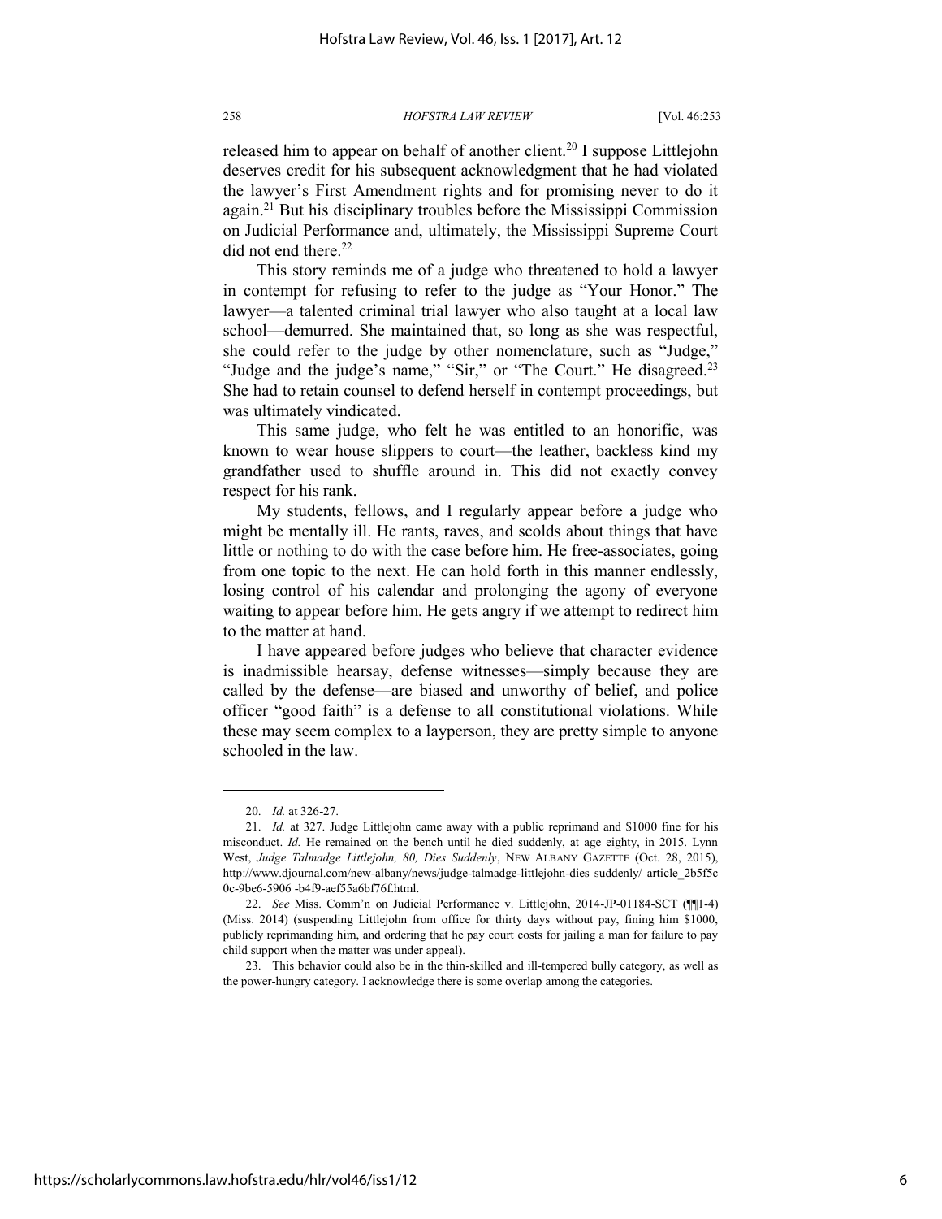released him to appear on behalf of another client.[20] I suppose Littlejohn deserves credit for his subsequent acknowledgment that he had violated the lawyer's First Amendment rights and for promising never to do it again.[21] But his disciplinary troubles before the Mississippi Commission on Judicial Performance and, ultimately, the Mississippi Supreme Court did not end there.[22]

This story reminds me of a judge who threatened to hold a lawyer in contempt for refusing to refer to the judge as "Your Honor." The lawyer—a talented criminal trial lawyer who also taught at a local law school—demurred. She maintained that, so long as she was respectful, she could refer to the judge by other nomenclature, such as "Judge," "Judge and the judge's name," "Sir," or "The Court." He disagreed.[23] She had to retain counsel to defend herself in contempt proceedings, but was ultimately vindicated.

This same judge, who felt he was entitled to an honorific, was known to wear house slippers to court—the leather, backless kind my grandfather used to shuffle around in. This did not exactly convey respect for his rank.

My students, fellows, and I regularly appear before a judge who might be mentally ill. He rants, raves, and scolds about things that have little or nothing to do with the case before him. He free-associates, going from one topic to the next. He can hold forth in this manner endlessly, losing control of his calendar and prolonging the agony of everyone waiting to appear before him. He gets angry if we attempt to redirect him to the matter at hand.

I have appeared before judges who believe that character evidence is inadmissible hearsay, defense witnesses—simply because they are called by the defense—are biased and unworthy of belief, and police officer "good faith" is a defense to all constitutional violations. While these may seem complex to a layperson, they are pretty simple to anyone schooled in the law.

---

20. *Id.* at 326-27.

21. *Id.* at 327. Judge Littlejohn came away with a public reprimand and $1000 fine for his misconduct. *Id.* He remained on the bench until he died suddenly, at age eighty, in 2015. Lynn West, *Judge Talmadge Littlejohn, 80, Dies Suddenly*, NEW ALBANY GAZETTE (Oct. 28, 2015), http://www.djournal.com/new-albany/news/judge-talmadge-littlejohn-dies suddenly/ article_2b5f5c 0c-9be6-5906 -b4f9-aef55a6bf76f.html.

22. *See* Miss. Comm'n on Judicial Performance v. Littlejohn, 2014-JP-01184-SCT (¶¶1-4) (Miss. 2014) (suspending Littlejohn from office for thirty days without pay, fining him $1000, publicly reprimanding him, and ordering that he pay court costs for jailing a man for failure to pay child support when the matter was under appeal).

23. This behavior could also be in the thin-skilled and ill-tempered bully category, as well as the power-hungry category. I acknowledge there is some overlap among the categories.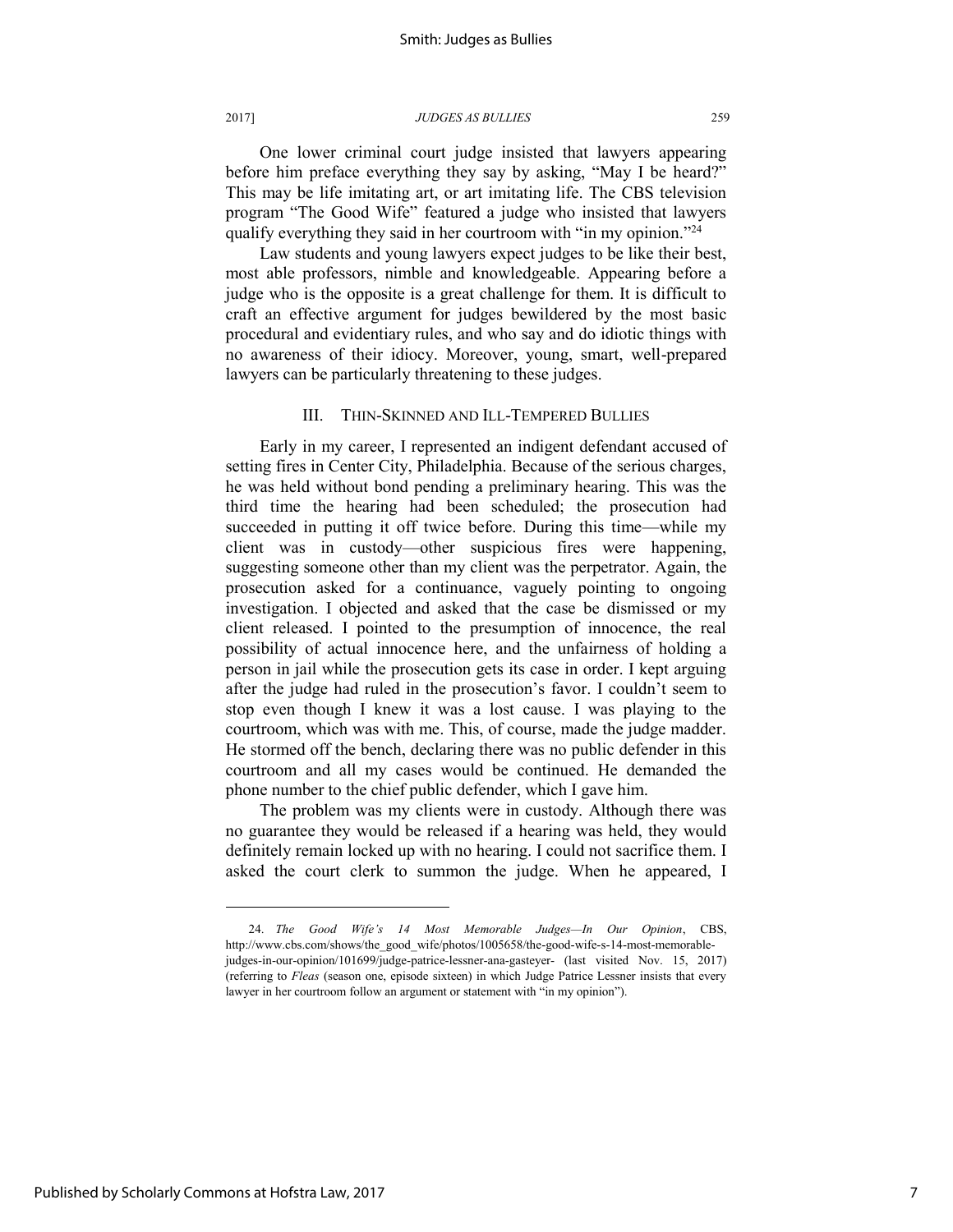One lower criminal court judge insisted that lawyers appearing before him preface everything they say by asking, "May I be heard?" This may be life imitating art, or art imitating life. The CBS television program "The Good Wife" featured a judge who insisted that lawyers qualify everything they said in her courtroom with "in my opinion."[24]

Law students and young lawyers expect judges to be like their best, most able professors, nimble and knowledgeable. Appearing before a judge who is the opposite is a great challenge for them. It is difficult to craft an effective argument for judges bewildered by the most basic procedural and evidentiary rules, and who say and do idiotic things with no awareness of their idiocy. Moreover, young, smart, well-prepared lawyers can be particularly threatening to these judges.

## III. THIN-SKINNED AND ILL-TEMPERED BULLIES

Early in my career, I represented an indigent defendant accused of setting fires in Center City, Philadelphia. Because of the serious charges, he was held without bond pending a preliminary hearing. This was the third time the hearing had been scheduled; the prosecution had succeeded in putting it off twice before. During this time—while my client was in custody—other suspicious fires were happening, suggesting someone other than my client was the perpetrator. Again, the prosecution asked for a continuance, vaguely pointing to ongoing investigation. I objected and asked that the case be dismissed or my client released. I pointed to the presumption of innocence, the real possibility of actual innocence here, and the unfairness of holding a person in jail while the prosecution gets its case in order. I kept arguing after the judge had ruled in the prosecution's favor. I couldn't seem to stop even though I knew it was a lost cause. I was playing to the courtroom, which was with me. This, of course, made the judge madder. He stormed off the bench, declaring there was no public defender in this courtroom and all my cases would be continued. He demanded the phone number to the chief public defender, which I gave him.

The problem was my clients were in custody. Although there was no guarantee they would be released if a hearing was held, they would definitely remain locked up with no hearing. I could not sacrifice them. I asked the court clerk to summon the judge. When he appeared, I

---

24. *The Good Wife's 14 Most Memorable Judges—In Our Opinion*, CBS, http://www.cbs.com/shows/the_good_wife/photos/1005658/the-good-wife-s-14-most-memorable-judges-in-our-opinion/101699/judge-patrice-lessner-ana-gasteyer- (last visited Nov. 15, 2017) (referring to *Fleas* (season one, episode sixteen) in which Judge Patrice Lessner insists that every lawyer in her courtroom follow an argument or statement with "in my opinion").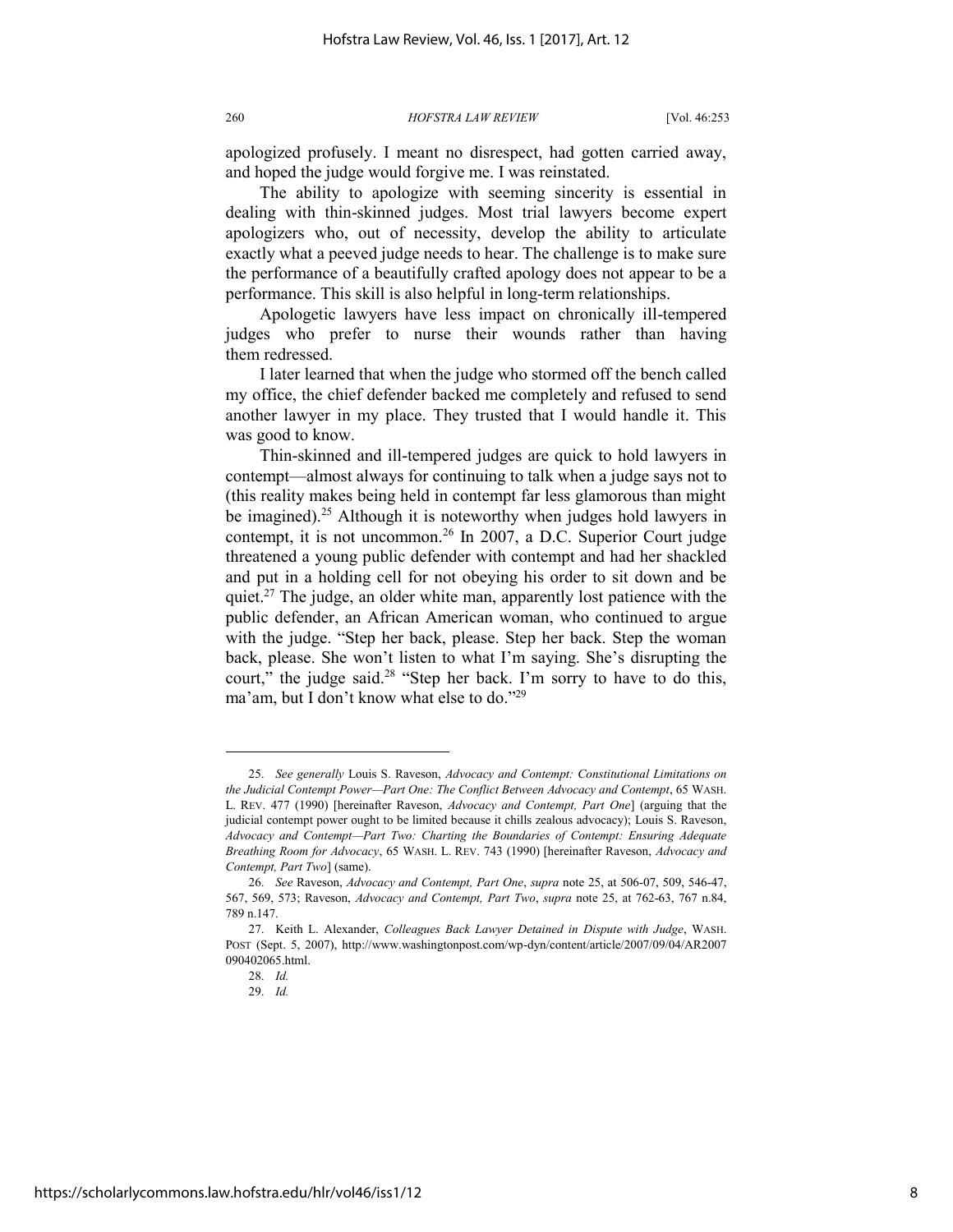apologized profusely. I meant no disrespect, had gotten carried away, and hoped the judge would forgive me. I was reinstated.

The ability to apologize with seeming sincerity is essential in dealing with thin-skinned judges. Most trial lawyers become expert apologizers who, out of necessity, develop the ability to articulate exactly what a peeved judge needs to hear. The challenge is to make sure the performance of a beautifully crafted apology does not appear to be a performance. This skill is also helpful in long-term relationships.

Apologetic lawyers have less impact on chronically ill-tempered judges who prefer to nurse their wounds rather than having them redressed.

I later learned that when the judge who stormed off the bench called my office, the chief defender backed me completely and refused to send another lawyer in my place. They trusted that I would handle it. This was good to know.

Thin-skinned and ill-tempered judges are quick to hold lawyers in contempt—almost always for continuing to talk when a judge says not to (this reality makes being held in contempt far less glamorous than might be imagined).[25] Although it is noteworthy when judges hold lawyers in contempt, it is not uncommon.[26] In 2007, a D.C. Superior Court judge threatened a young public defender with contempt and had her shackled and put in a holding cell for not obeying his order to sit down and be quiet.[27] The judge, an older white man, apparently lost patience with the public defender, an African American woman, who continued to argue with the judge. "Step her back, please. Step her back. Step the woman back, please. She won't listen to what I'm saying. She's disrupting the court," the judge said.[28] "Step her back. I'm sorry to have to do this, ma'am, but I don't know what else to do."[29]

---

25. *See generally* Louis S. Raveson, *Advocacy and Contempt: Constitutional Limitations on the Judicial Contempt Power—Part One: The Conflict Between Advocacy and Contempt*, 65 WASH. L. REV. 477 (1990) [hereinafter Raveson, *Advocacy and Contempt, Part One*] (arguing that the judicial contempt power ought to be limited because it chills zealous advocacy); Louis S. Raveson, *Advocacy and Contempt—Part Two: Charting the Boundaries of Contempt: Ensuring Adequate Breathing Room for Advocacy*, 65 WASH. L. REV. 743 (1990) [hereinafter Raveson, *Advocacy and Contempt, Part Two*] (same).

26. *See* Raveson, *Advocacy and Contempt, Part One*, *supra* note 25, at 506-07, 509, 546-47, 567, 569, 573; Raveson, *Advocacy and Contempt, Part Two*, *supra* note 25, at 762-63, 767 n.84, 789 n.147.

27. Keith L. Alexander, *Colleagues Back Lawyer Detained in Dispute with Judge*, WASH. POST (Sept. 5, 2007), http://www.washingtonpost.com/wp-dyn/content/article/2007/09/04/AR2007090402065.html.

28. *Id.*

29. *Id.*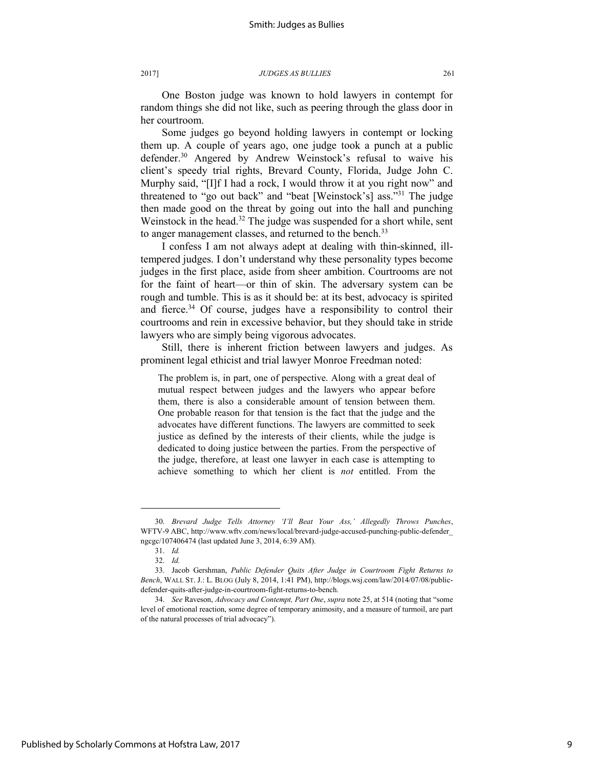One Boston judge was known to hold lawyers in contempt for random things she did not like, such as peering through the glass door in her courtroom.

Some judges go beyond holding lawyers in contempt or locking them up. A couple of years ago, one judge took a punch at a public defender.[30] Angered by Andrew Weinstock's refusal to waive his client's speedy trial rights, Brevard County, Florida, Judge John C. Murphy said, "[I]f I had a rock, I would throw it at you right now" and threatened to "go out back" and "beat [Weinstock's] ass."[31] The judge then made good on the threat by going out into the hall and punching Weinstock in the head.[32] The judge was suspended for a short while, sent to anger management classes, and returned to the bench.[33]

I confess I am not always adept at dealing with thin-skinned, ill-tempered judges. I don't understand why these personality types become judges in the first place, aside from sheer ambition. Courtrooms are not for the faint of heart—or thin of skin. The adversary system can be rough and tumble. This is as it should be: at its best, advocacy is spirited and fierce.[34] Of course, judges have a responsibility to control their courtrooms and rein in excessive behavior, but they should take in stride lawyers who are simply being vigorous advocates.

Still, there is inherent friction between lawyers and judges. As prominent legal ethicist and trial lawyer Monroe Freedman noted:

> The problem is, in part, one of perspective. Along with a great deal of mutual respect between judges and the lawyers who appear before them, there is also a considerable amount of tension between them. One probable reason for that tension is the fact that the judge and the advocates have different functions. The lawyers are committed to seek justice as defined by the interests of their clients, while the judge is dedicated to doing justice between the parties. From the perspective of the judge, therefore, at least one lawyer in each case is attempting to achieve something to which her client is *not* entitled. From the

---

30. *Brevard Judge Tells Attorney 'I'll Beat Your Ass,' Allegedly Throws Punches*, WFTV-9 ABC, http://www.wftv.com/news/local/brevard-judge-accused-punching-public-defender_ngcgc/107406474 (last updated June 3, 2014, 6:39 AM).

31. *Id.*

32. *Id.*

33. Jacob Gershman, *Public Defender Quits After Judge in Courtroom Fight Returns to Bench*, WALL ST. J.: L. BLOG (July 8, 2014, 1:41 PM), http://blogs.wsj.com/law/2014/07/08/public-defender-quits-after-judge-in-courtroom-fight-returns-to-bench.

34. *See* Raveson, *Advocacy and Contempt, Part One*, *supra* note 25, at 514 (noting that "some level of emotional reaction, some degree of temporary animosity, and a measure of turmoil, are part of the natural processes of trial advocacy").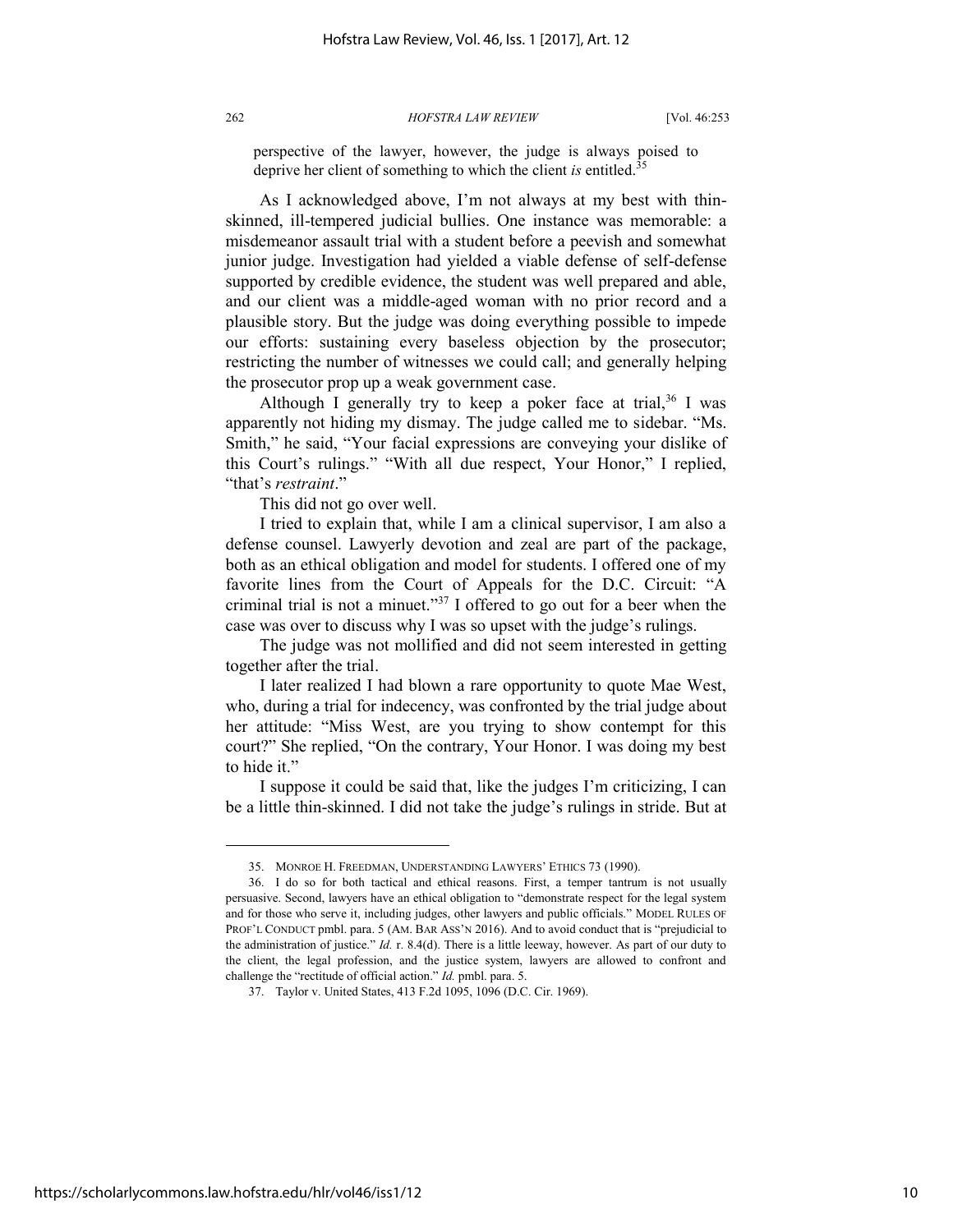perspective of the lawyer, however, the judge is always poised to deprive her client of something to which the client *is* entitled.[35]

As I acknowledged above, I'm not always at my best with thin-skinned, ill-tempered judicial bullies. One instance was memorable: a misdemeanor assault trial with a student before a peevish and somewhat junior judge. Investigation had yielded a viable defense of self-defense supported by credible evidence, the student was well prepared and able, and our client was a middle-aged woman with no prior record and a plausible story. But the judge was doing everything possible to impede our efforts: sustaining every baseless objection by the prosecutor; restricting the number of witnesses we could call; and generally helping the prosecutor prop up a weak government case.

Although I generally try to keep a poker face at trial,[36] I was apparently not hiding my dismay. The judge called me to sidebar. "Ms. Smith," he said, "Your facial expressions are conveying your dislike of this Court's rulings." "With all due respect, Your Honor," I replied, "that's *restraint*."

This did not go over well.

I tried to explain that, while I am a clinical supervisor, I am also a defense counsel. Lawyerly devotion and zeal are part of the package, both as an ethical obligation and model for students. I offered one of my favorite lines from the Court of Appeals for the D.C. Circuit: "A criminal trial is not a minuet."[37] I offered to go out for a beer when the case was over to discuss why I was so upset with the judge's rulings.

The judge was not mollified and did not seem interested in getting together after the trial.

I later realized I had blown a rare opportunity to quote Mae West, who, during a trial for indecency, was confronted by the trial judge about her attitude: "Miss West, are you trying to show contempt for this court?" She replied, "On the contrary, Your Honor. I was doing my best to hide it."

I suppose it could be said that, like the judges I'm criticizing, I can be a little thin-skinned. I did not take the judge's rulings in stride. But at

---

35. MONROE H. FREEDMAN, UNDERSTANDING LAWYERS' ETHICS 73 (1990).

36. I do so for both tactical and ethical reasons. First, a temper tantrum is not usually persuasive. Second, lawyers have an ethical obligation to "demonstrate respect for the legal system and for those who serve it, including judges, other lawyers and public officials." MODEL RULES OF PROF'L CONDUCT pmbl. para. 5 (AM. BAR ASS'N 2016). And to avoid conduct that is "prejudicial to the administration of justice." *Id.* r. 8.4(d). There is a little leeway, however. As part of our duty to the client, the legal profession, and the justice system, lawyers are allowed to confront and challenge the "rectitude of official action." *Id.* pmbl. para. 5.

37. Taylor v. United States, 413 F.2d 1095, 1096 (D.C. Cir. 1969).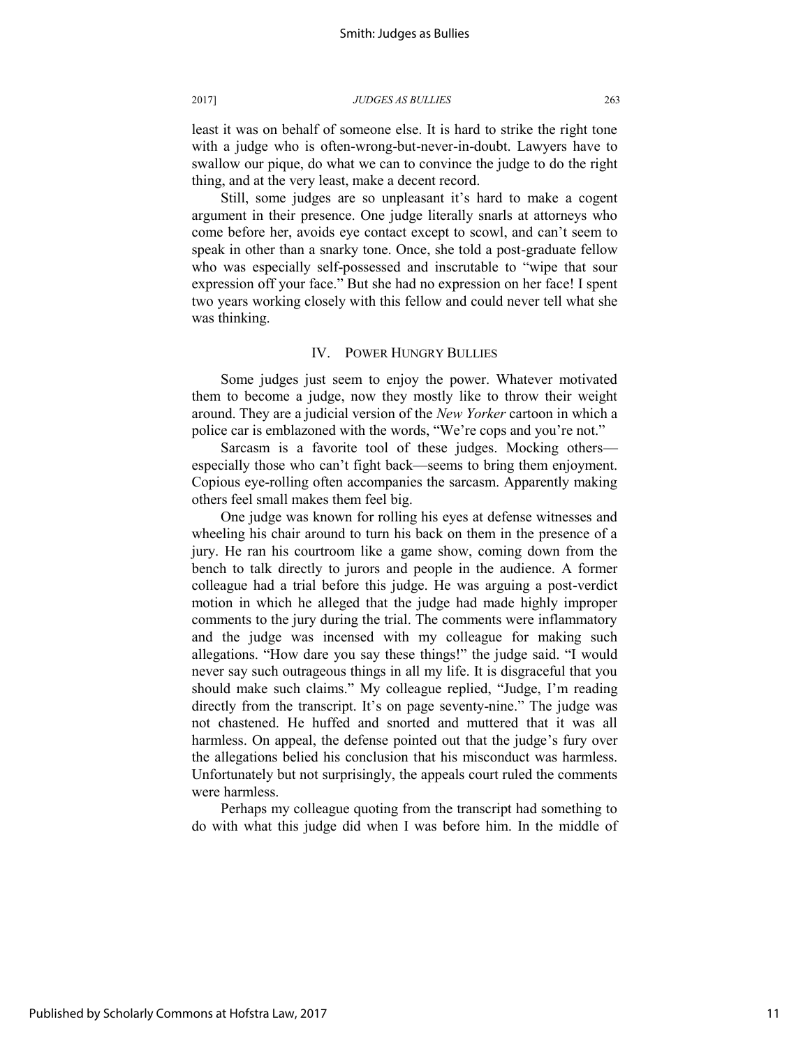least it was on behalf of someone else. It is hard to strike the right tone with a judge who is often-wrong-but-never-in-doubt. Lawyers have to swallow our pique, do what we can to convince the judge to do the right thing, and at the very least, make a decent record.

Still, some judges are so unpleasant it's hard to make a cogent argument in their presence. One judge literally snarls at attorneys who come before her, avoids eye contact except to scowl, and can't seem to speak in other than a snarky tone. Once, she told a post-graduate fellow who was especially self-possessed and inscrutable to "wipe that sour expression off your face." But she had no expression on her face! I spent two years working closely with this fellow and could never tell what she was thinking.

## IV. POWER HUNGRY BULLIES

Some judges just seem to enjoy the power. Whatever motivated them to become a judge, now they mostly like to throw their weight around. They are a judicial version of the *New Yorker* cartoon in which a police car is emblazoned with the words, "We're cops and you're not."

Sarcasm is a favorite tool of these judges. Mocking others—especially those who can't fight back—seems to bring them enjoyment. Copious eye-rolling often accompanies the sarcasm. Apparently making others feel small makes them feel big.

One judge was known for rolling his eyes at defense witnesses and wheeling his chair around to turn his back on them in the presence of a jury. He ran his courtroom like a game show, coming down from the bench to talk directly to jurors and people in the audience. A former colleague had a trial before this judge. He was arguing a post-verdict motion in which he alleged that the judge had made highly improper comments to the jury during the trial. The comments were inflammatory and the judge was incensed with my colleague for making such allegations. "How dare you say these things!" the judge said. "I would never say such outrageous things in all my life. It is disgraceful that you should make such claims." My colleague replied, "Judge, I'm reading directly from the transcript. It's on page seventy-nine." The judge was not chastened. He huffed and snorted and muttered that it was all harmless. On appeal, the defense pointed out that the judge's fury over the allegations belied his conclusion that his misconduct was harmless. Unfortunately but not surprisingly, the appeals court ruled the comments were harmless.

Perhaps my colleague quoting from the transcript had something to do with what this judge did when I was before him. In the middle of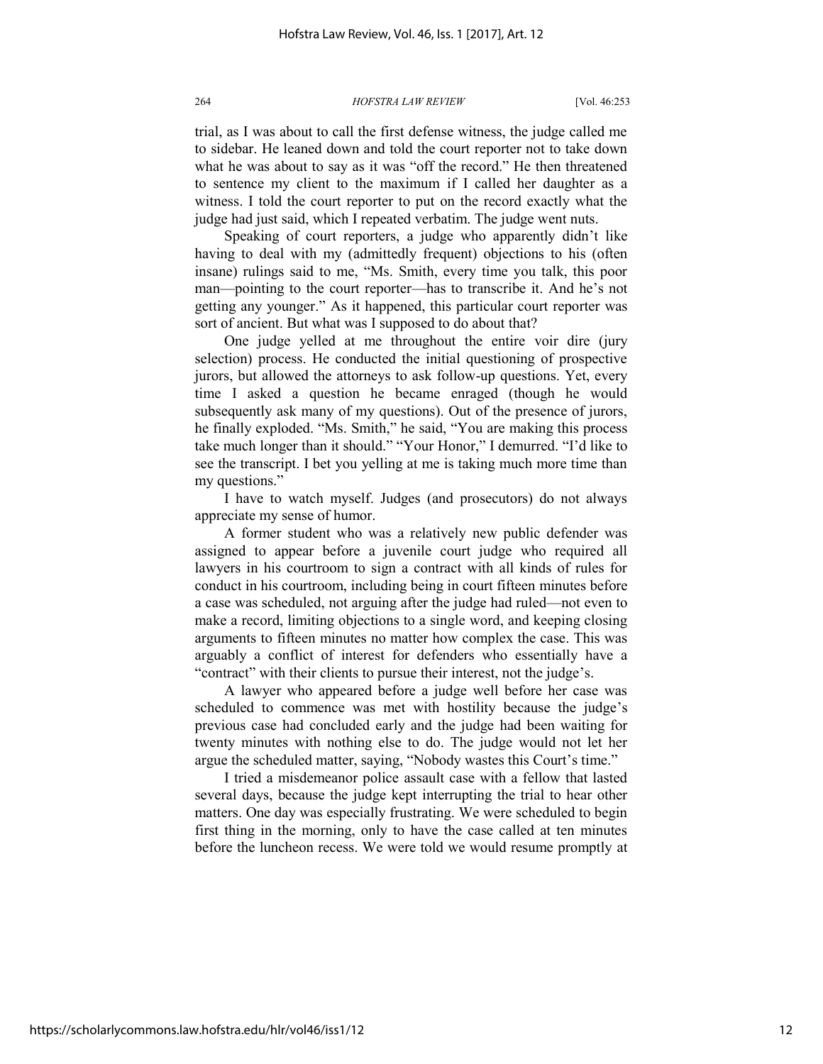trial, as I was about to call the first defense witness, the judge called me to sidebar. He leaned down and told the court reporter not to take down what he was about to say as it was "off the record." He then threatened to sentence my client to the maximum if I called her daughter as a witness. I told the court reporter to put on the record exactly what the judge had just said, which I repeated verbatim. The judge went nuts.

Speaking of court reporters, a judge who apparently didn't like having to deal with my (admittedly frequent) objections to his (often insane) rulings said to me, "Ms. Smith, every time you talk, this poor man—pointing to the court reporter—has to transcribe it. And he's not getting any younger." As it happened, this particular court reporter was sort of ancient. But what was I supposed to do about that?

One judge yelled at me throughout the entire voir dire (jury selection) process. He conducted the initial questioning of prospective jurors, but allowed the attorneys to ask follow-up questions. Yet, every time I asked a question he became enraged (though he would subsequently ask many of my questions). Out of the presence of jurors, he finally exploded. "Ms. Smith," he said, "You are making this process take much longer than it should." "Your Honor," I demurred. "I'd like to see the transcript. I bet you yelling at me is taking much more time than my questions."

I have to watch myself. Judges (and prosecutors) do not always appreciate my sense of humor.

A former student who was a relatively new public defender was assigned to appear before a juvenile court judge who required all lawyers in his courtroom to sign a contract with all kinds of rules for conduct in his courtroom, including being in court fifteen minutes before a case was scheduled, not arguing after the judge had ruled—not even to make a record, limiting objections to a single word, and keeping closing arguments to fifteen minutes no matter how complex the case. This was arguably a conflict of interest for defenders who essentially have a "contract" with their clients to pursue their interest, not the judge's.

A lawyer who appeared before a judge well before her case was scheduled to commence was met with hostility because the judge's previous case had concluded early and the judge had been waiting for twenty minutes with nothing else to do. The judge would not let her argue the scheduled matter, saying, "Nobody wastes this Court's time."

I tried a misdemeanor police assault case with a fellow that lasted several days, because the judge kept interrupting the trial to hear other matters. One day was especially frustrating. We were scheduled to begin first thing in the morning, only to have the case called at ten minutes before the luncheon recess. We were told we would resume promptly at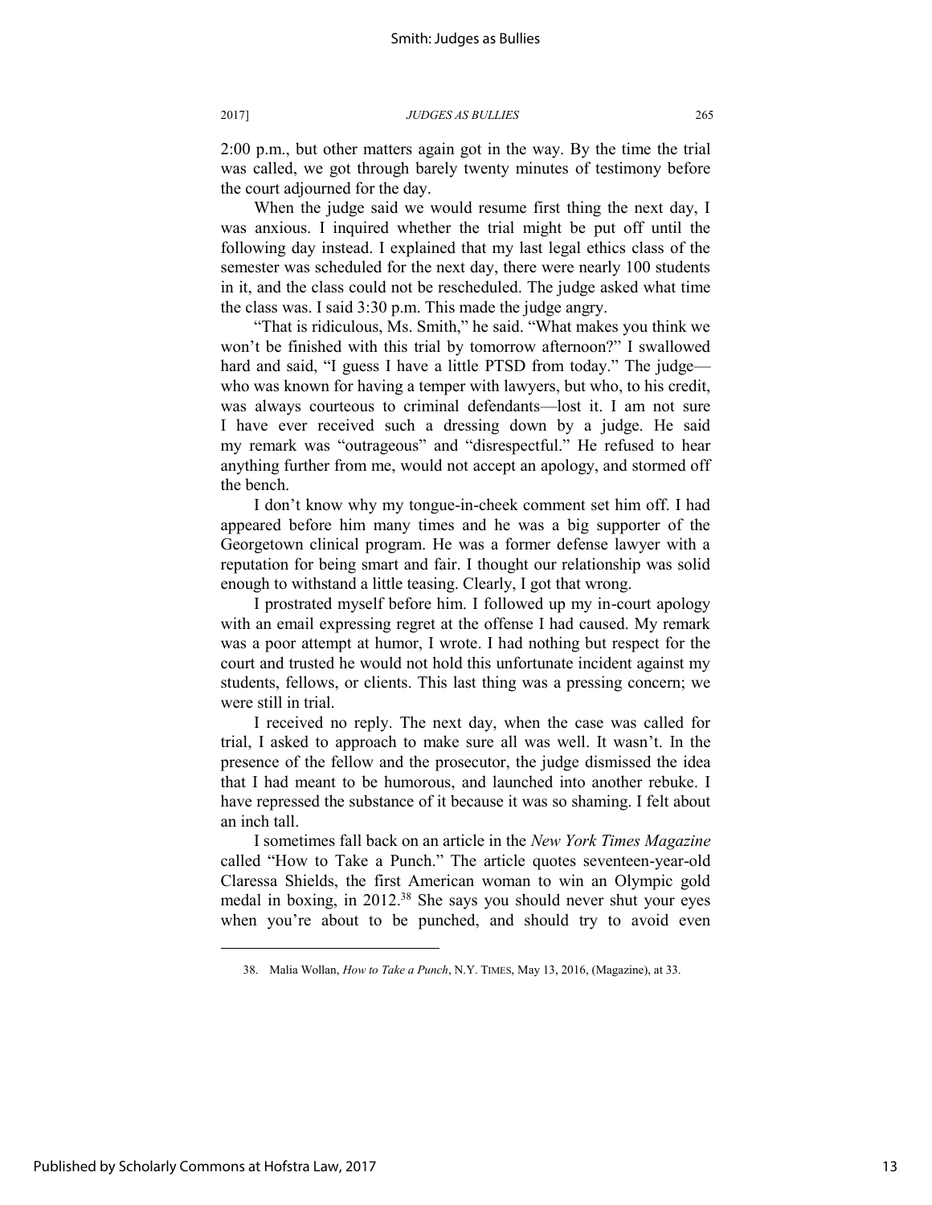2:00 p.m., but other matters again got in the way. By the time the trial was called, we got through barely twenty minutes of testimony before the court adjourned for the day.

When the judge said we would resume first thing the next day, I was anxious. I inquired whether the trial might be put off until the following day instead. I explained that my last legal ethics class of the semester was scheduled for the next day, there were nearly 100 students in it, and the class could not be rescheduled. The judge asked what time the class was. I said 3:30 p.m. This made the judge angry.

"That is ridiculous, Ms. Smith," he said. "What makes you think we won't be finished with this trial by tomorrow afternoon?" I swallowed hard and said, "I guess I have a little PTSD from today." The judge—who was known for having a temper with lawyers, but who, to his credit, was always courteous to criminal defendants—lost it. I am not sure I have ever received such a dressing down by a judge. He said my remark was "outrageous" and "disrespectful." He refused to hear anything further from me, would not accept an apology, and stormed off the bench.

I don't know why my tongue-in-cheek comment set him off. I had appeared before him many times and he was a big supporter of the Georgetown clinical program. He was a former defense lawyer with a reputation for being smart and fair. I thought our relationship was solid enough to withstand a little teasing. Clearly, I got that wrong.

I prostrated myself before him. I followed up my in-court apology with an email expressing regret at the offense I had caused. My remark was a poor attempt at humor, I wrote. I had nothing but respect for the court and trusted he would not hold this unfortunate incident against my students, fellows, or clients. This last thing was a pressing concern; we were still in trial.

I received no reply. The next day, when the case was called for trial, I asked to approach to make sure all was well. It wasn't. In the presence of the fellow and the prosecutor, the judge dismissed the idea that I had meant to be humorous, and launched into another rebuke. I have repressed the substance of it because it was so shaming. I felt about an inch tall.

I sometimes fall back on an article in the *New York Times Magazine* called "How to Take a Punch." The article quotes seventeen-year-old Claressa Shields, the first American woman to win an Olympic gold medal in boxing, in 2012.[38] She says you should never shut your eyes when you're about to be punched, and should try to avoid even

---

38. Malia Wollan, *How to Take a Punch*, N.Y. TIMES, May 13, 2016, (Magazine), at 33.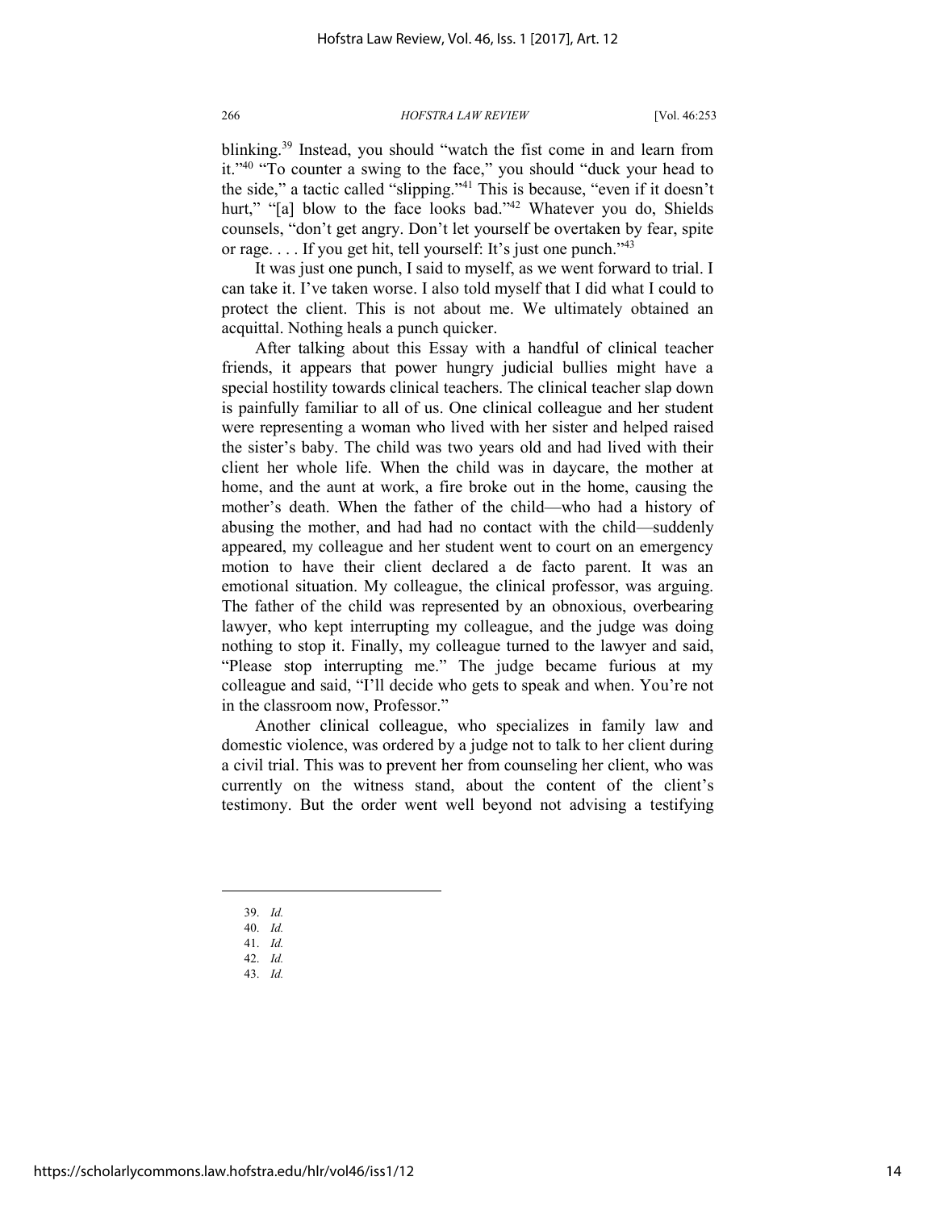blinking.[39] Instead, you should "watch the fist come in and learn from it."[40] "To counter a swing to the face," you should "duck your head to the side," a tactic called "slipping."[41] This is because, "even if it doesn't hurt," "[a] blow to the face looks bad."[42] Whatever you do, Shields counsels, "don't get angry. Don't let yourself be overtaken by fear, spite or rage. . . . If you get hit, tell yourself: It's just one punch."[43]

It was just one punch, I said to myself, as we went forward to trial. I can take it. I've taken worse. I also told myself that I did what I could to protect the client. This is not about me. We ultimately obtained an acquittal. Nothing heals a punch quicker.

After talking about this Essay with a handful of clinical teacher friends, it appears that power hungry judicial bullies might have a special hostility towards clinical teachers. The clinical teacher slap down is painfully familiar to all of us. One clinical colleague and her student were representing a woman who lived with her sister and helped raised the sister's baby. The child was two years old and had lived with their client her whole life. When the child was in daycare, the mother at home, and the aunt at work, a fire broke out in the home, causing the mother's death. When the father of the child—who had a history of abusing the mother, and had had no contact with the child—suddenly appeared, my colleague and her student went to court on an emergency motion to have their client declared a de facto parent. It was an emotional situation. My colleague, the clinical professor, was arguing. The father of the child was represented by an obnoxious, overbearing lawyer, who kept interrupting my colleague, and the judge was doing nothing to stop it. Finally, my colleague turned to the lawyer and said, "Please stop interrupting me." The judge became furious at my colleague and said, "I'll decide who gets to speak and when. You're not in the classroom now, Professor."

Another clinical colleague, who specializes in family law and domestic violence, was ordered by a judge not to talk to her client during a civil trial. This was to prevent her from counseling her client, who was currently on the witness stand, about the content of the client's testimony. But the order went well beyond not advising a testifying

---

39. *Id.*

40. *Id.*

41. *Id.*

42. *Id.*

43. *Id.*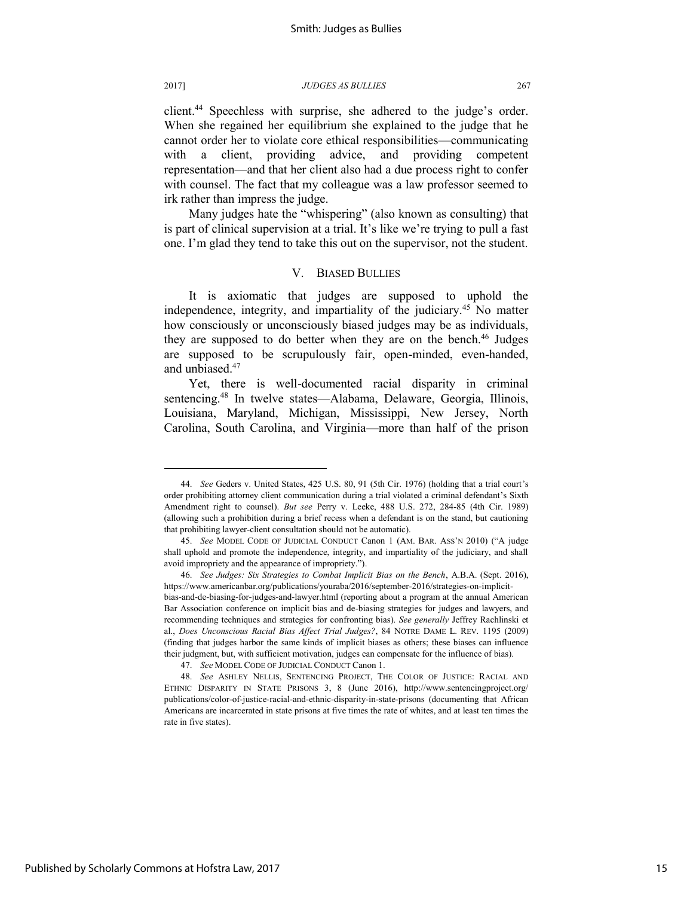client.[44] Speechless with surprise, she adhered to the judge's order. When she regained her equilibrium she explained to the judge that he cannot order her to violate core ethical responsibilities—communicating with a client, providing advice, and providing competent representation—and that her client also had a due process right to confer with counsel. The fact that my colleague was a law professor seemed to irk rather than impress the judge.

Many judges hate the "whispering" (also known as consulting) that is part of clinical supervision at a trial. It's like we're trying to pull a fast one. I'm glad they tend to take this out on the supervisor, not the student.

## V. BIASED BULLIES

It is axiomatic that judges are supposed to uphold the independence, integrity, and impartiality of the judiciary.[45] No matter how consciously or unconsciously biased judges may be as individuals, they are supposed to do better when they are on the bench.[46] Judges are supposed to be scrupulously fair, open-minded, even-handed, and unbiased.[47]

Yet, there is well-documented racial disparity in criminal sentencing.[48] In twelve states—Alabama, Delaware, Georgia, Illinois, Louisiana, Maryland, Michigan, Mississippi, New Jersey, North Carolina, South Carolina, and Virginia—more than half of the prison

---

44. *See* Geders v. United States, 425 U.S. 80, 91 (5th Cir. 1976) (holding that a trial court's order prohibiting attorney client communication during a trial violated a criminal defendant's Sixth Amendment right to counsel). *But see* Perry v. Leeke, 488 U.S. 272, 284-85 (4th Cir. 1989) (allowing such a prohibition during a brief recess when a defendant is on the stand, but cautioning that prohibiting lawyer-client consultation should not be automatic).

45. *See* MODEL CODE OF JUDICIAL CONDUCT Canon 1 (AM. BAR. ASS'N 2010) ("A judge shall uphold and promote the independence, integrity, and impartiality of the judiciary, and shall avoid impropriety and the appearance of impropriety.").

46. *See Judges: Six Strategies to Combat Implicit Bias on the Bench*, A.B.A. (Sept. 2016), https://www.americanbar.org/publications/youraba/2016/september-2016/strategies-on-implicit-bias-and-de-biasing-for-judges-and-lawyer.html (reporting about a program at the annual American Bar Association conference on implicit bias and de-biasing strategies for judges and lawyers, and recommending techniques and strategies for confronting bias). *See generally* Jeffrey Rachlinski et al., *Does Unconscious Racial Bias Affect Trial Judges?*, 84 NOTRE DAME L. REV. 1195 (2009) (finding that judges harbor the same kinds of implicit biases as others; these biases can influence their judgment, but, with sufficient motivation, judges can compensate for the influence of bias).

47. *See* MODEL CODE OF JUDICIAL CONDUCT Canon 1.

48. *See* ASHLEY NELLIS, SENTENCING PROJECT, THE COLOR OF JUSTICE: RACIAL AND ETHNIC DISPARITY IN STATE PRISONS 3, 8 (June 2016), http://www.sentencingproject.org/publications/color-of-justice-racial-and-ethnic-disparity-in-state-prisons (documenting that African Americans are incarcerated in state prisons at five times the rate of whites, and at least ten times the rate in five states).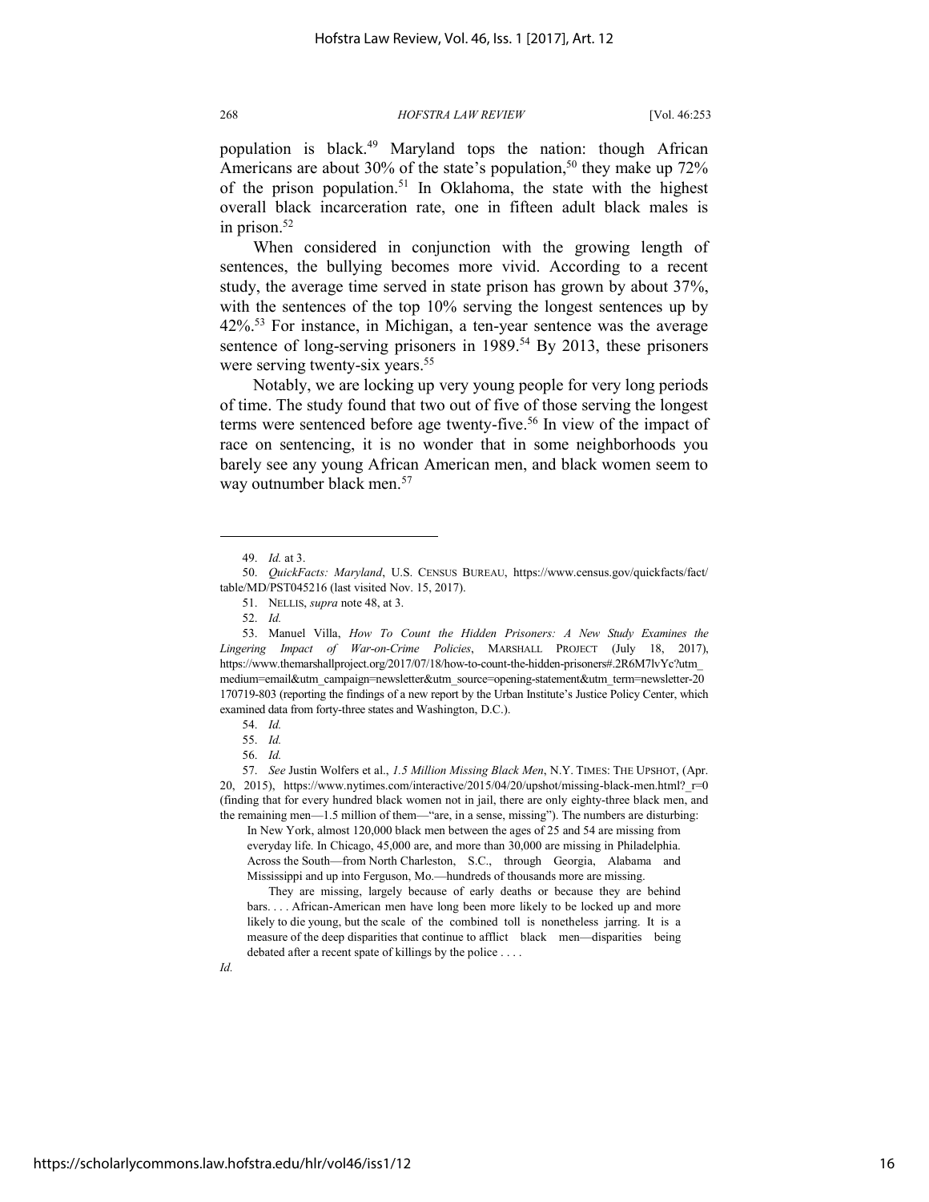population is black.[49] Maryland tops the nation: though African Americans are about 30% of the state's population,[50] they make up 72% of the prison population.[51] In Oklahoma, the state with the highest overall black incarceration rate, one in fifteen adult black males is in prison.[52]

When considered in conjunction with the growing length of sentences, the bullying becomes more vivid. According to a recent study, the average time served in state prison has grown by about 37%, with the sentences of the top 10% serving the longest sentences up by 42%.[53] For instance, in Michigan, a ten-year sentence was the average sentence of long-serving prisoners in 1989.[54] By 2013, these prisoners were serving twenty-six years.[55]

Notably, we are locking up very young people for very long periods of time. The study found that two out of five of those serving the longest terms were sentenced before age twenty-five.[56] In view of the impact of race on sentencing, it is no wonder that in some neighborhoods you barely see any young African American men, and black women seem to way outnumber black men.[57]

---

49. *Id.* at 3.

50. *QuickFacts: Maryland*, U.S. CENSUS BUREAU, https://www.census.gov/quickfacts/fact/table/MD/PST045216 (last visited Nov. 15, 2017).

51. NELLIS, *supra* note 48, at 3.

52. *Id.*

53. Manuel Villa, *How To Count the Hidden Prisoners: A New Study Examines the Lingering Impact of War-on-Crime Policies*, MARSHALL PROJECT (July 18, 2017), https://www.themarshallproject.org/2017/07/18/how-to-count-the-hidden-prisoners#.2R6M7lvYc?utm_medium=email&utm_campaign=newsletter&utm_source=opening-statement&utm_term=newsletter-20170719-803 (reporting the findings of a new report by the Urban Institute's Justice Policy Center, which examined data from forty-three states and Washington, D.C.).

54. *Id.*

55. *Id.*

56. *Id.*

57. *See* Justin Wolfers et al., *1.5 Million Missing Black Men*, N.Y. TIMES: THE UPSHOT, (Apr. 20, 2015), https://www.nytimes.com/interactive/2015/04/20/upshot/missing-black-men.html?_r=0 (finding that for every hundred black women not in jail, there are only eighty-three black men, and the remaining men—1.5 million of them—"are, in a sense, missing"). The numbers are disturbing:

> In New York, almost 120,000 black men between the ages of 25 and 54 are missing from everyday life. In Chicago, 45,000 are, and more than 30,000 are missing in Philadelphia. Across the South—from North Charleston, S.C., through Georgia, Alabama and Mississippi and up into Ferguson, Mo.—hundreds of thousands more are missing.
>
> They are missing, largely because of early deaths or because they are behind bars. . . . African-American men have long been more likely to be locked up and more likely to die young, but the scale of the combined toll is nonetheless jarring. It is a measure of the deep disparities that continue to afflict black men—disparities being debated after a recent spate of killings by the police . . . .

*Id.*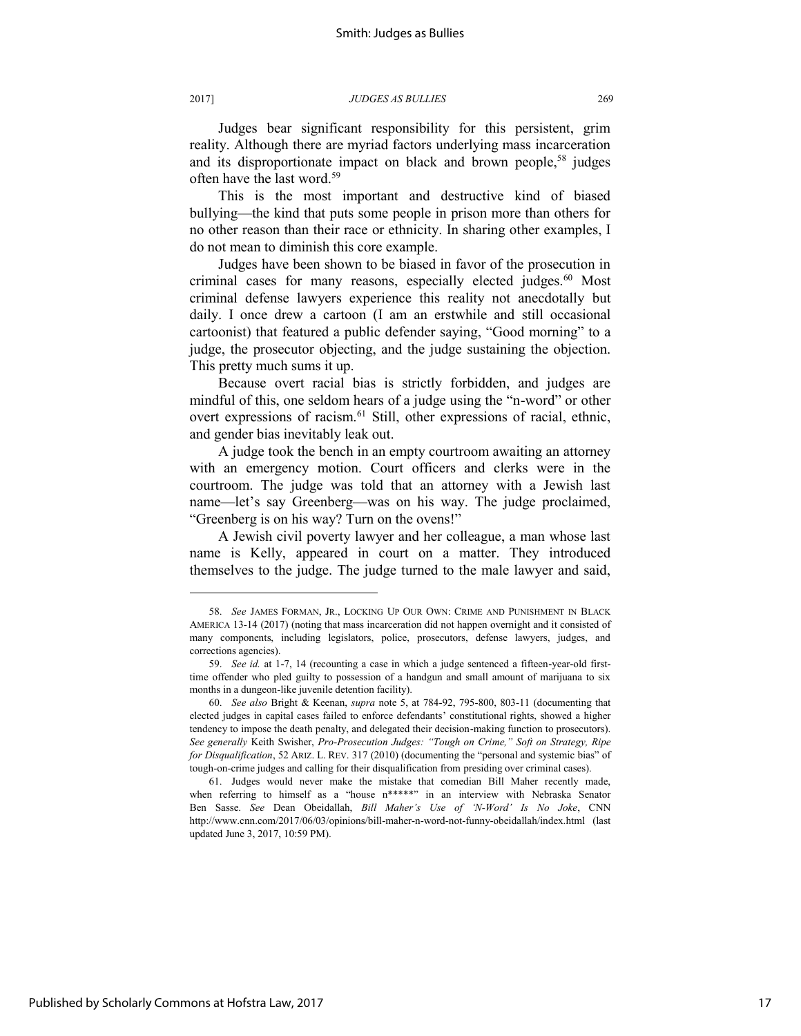Judges bear significant responsibility for this persistent, grim reality. Although there are myriad factors underlying mass incarceration and its disproportionate impact on black and brown people,[58] judges often have the last word.[59]

This is the most important and destructive kind of biased bullying—the kind that puts some people in prison more than others for no other reason than their race or ethnicity. In sharing other examples, I do not mean to diminish this core example.

Judges have been shown to be biased in favor of the prosecution in criminal cases for many reasons, especially elected judges.[60] Most criminal defense lawyers experience this reality not anecdotally but daily. I once drew a cartoon (I am an erstwhile and still occasional cartoonist) that featured a public defender saying, "Good morning" to a judge, the prosecutor objecting, and the judge sustaining the objection. This pretty much sums it up.

Because overt racial bias is strictly forbidden, and judges are mindful of this, one seldom hears of a judge using the "n-word" or other overt expressions of racism.[61] Still, other expressions of racial, ethnic, and gender bias inevitably leak out.

A judge took the bench in an empty courtroom awaiting an attorney with an emergency motion. Court officers and clerks were in the courtroom. The judge was told that an attorney with a Jewish last name—let's say Greenberg—was on his way. The judge proclaimed, "Greenberg is on his way? Turn on the ovens!"

A Jewish civil poverty lawyer and her colleague, a man whose last name is Kelly, appeared in court on a matter. They introduced themselves to the judge. The judge turned to the male lawyer and said,

---

58. *See* JAMES FORMAN, JR., LOCKING UP OUR OWN: CRIME AND PUNISHMENT IN BLACK AMERICA 13-14 (2017) (noting that mass incarceration did not happen overnight and it consisted of many components, including legislators, police, prosecutors, defense lawyers, judges, and corrections agencies).

59. *See id.* at 1-7, 14 (recounting a case in which a judge sentenced a fifteen-year-old first-time offender who pled guilty to possession of a handgun and small amount of marijuana to six months in a dungeon-like juvenile detention facility).

60. *See also* Bright & Keenan, *supra* note 5, at 784-92, 795-800, 803-11 (documenting that elected judges in capital cases failed to enforce defendants' constitutional rights, showed a higher tendency to impose the death penalty, and delegated their decision-making function to prosecutors). *See generally* Keith Swisher, *Pro-Prosecution Judges: "Tough on Crime," Soft on Strategy, Ripe for Disqualification*, 52 ARIZ. L. REV. 317 (2010) (documenting the "personal and systemic bias" of tough-on-crime judges and calling for their disqualification from presiding over criminal cases).

61. Judges would never make the mistake that comedian Bill Maher recently made, when referring to himself as a "house n*****" in an interview with Nebraska Senator Ben Sasse. *See* Dean Obeidallah, *Bill Maher's Use of 'N-Word' Is No Joke*, CNN http://www.cnn.com/2017/06/03/opinions/bill-maher-n-word-not-funny-obeidallah/index.html (last updated June 3, 2017, 10:59 PM).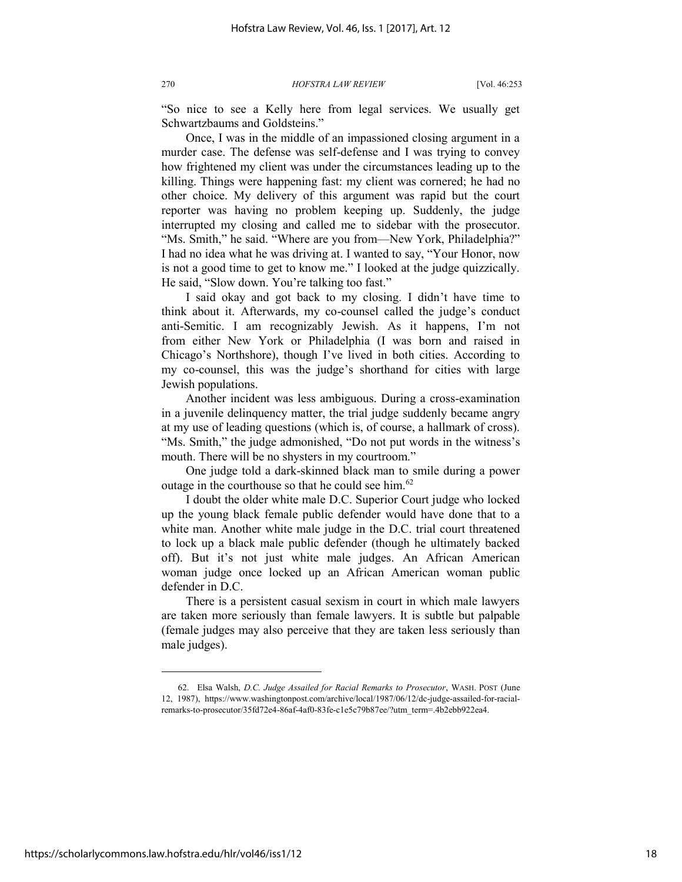"So nice to see a Kelly here from legal services. We usually get Schwartzbaums and Goldsteins."

Once, I was in the middle of an impassioned closing argument in a murder case. The defense was self-defense and I was trying to convey how frightened my client was under the circumstances leading up to the killing. Things were happening fast: my client was cornered; he had no other choice. My delivery of this argument was rapid but the court reporter was having no problem keeping up. Suddenly, the judge interrupted my closing and called me to sidebar with the prosecutor. "Ms. Smith," he said. "Where are you from—New York, Philadelphia?" I had no idea what he was driving at. I wanted to say, "Your Honor, now is not a good time to get to know me." I looked at the judge quizzically. He said, "Slow down. You're talking too fast."

I said okay and got back to my closing. I didn't have time to think about it. Afterwards, my co-counsel called the judge's conduct anti-Semitic. I am recognizably Jewish. As it happens, I'm not from either New York or Philadelphia (I was born and raised in Chicago's Northshore), though I've lived in both cities. According to my co-counsel, this was the judge's shorthand for cities with large Jewish populations.

Another incident was less ambiguous. During a cross-examination in a juvenile delinquency matter, the trial judge suddenly became angry at my use of leading questions (which is, of course, a hallmark of cross). "Ms. Smith," the judge admonished, "Do not put words in the witness's mouth. There will be no shysters in my courtroom."

One judge told a dark-skinned black man to smile during a power outage in the courthouse so that he could see him.[62]

I doubt the older white male D.C. Superior Court judge who locked up the young black female public defender would have done that to a white man. Another white male judge in the D.C. trial court threatened to lock up a black male public defender (though he ultimately backed off). But it's not just white male judges. An African American woman judge once locked up an African American woman public defender in D.C.

There is a persistent casual sexism in court in which male lawyers are taken more seriously than female lawyers. It is subtle but palpable (female judges may also perceive that they are taken less seriously than male judges).

---

62. Elsa Walsh, *D.C. Judge Assailed for Racial Remarks to Prosecutor*, WASH. POST (June 12, 1987), https://www.washingtonpost.com/archive/local/1987/06/12/dc-judge-assailed-for-racial-remarks-to-prosecutor/35fd72e4-86af-4af0-83fe-c1e5c79b87ee/?utm_term=.4b2ebb922ea4.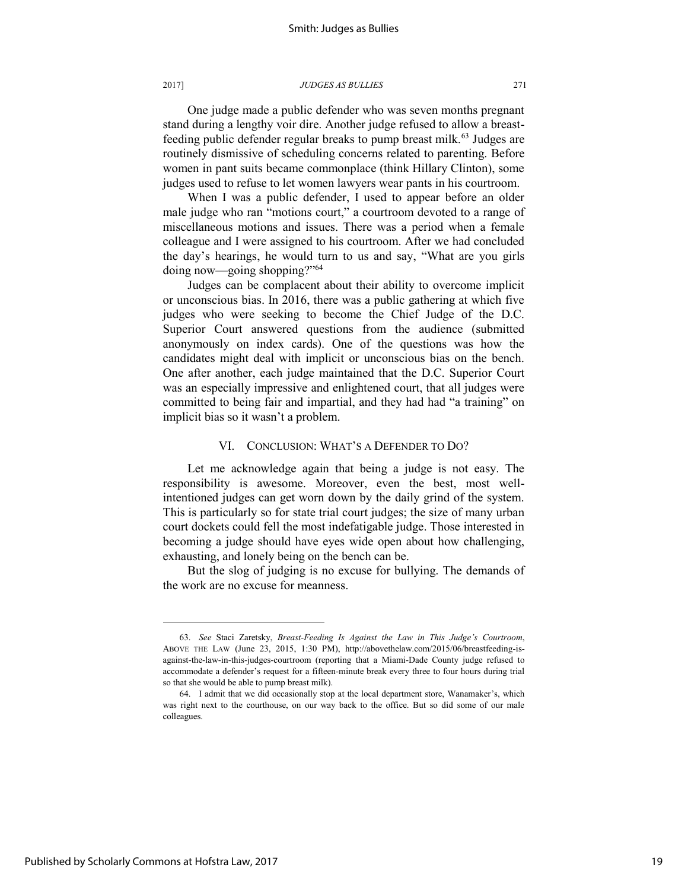One judge made a public defender who was seven months pregnant stand during a lengthy voir dire. Another judge refused to allow a breast-feeding public defender regular breaks to pump breast milk.[63] Judges are routinely dismissive of scheduling concerns related to parenting. Before women in pant suits became commonplace (think Hillary Clinton), some judges used to refuse to let women lawyers wear pants in his courtroom.

When I was a public defender, I used to appear before an older male judge who ran "motions court," a courtroom devoted to a range of miscellaneous motions and issues. There was a period when a female colleague and I were assigned to his courtroom. After we had concluded the day's hearings, he would turn to us and say, "What are you girls doing now—going shopping?"[64]

Judges can be complacent about their ability to overcome implicit or unconscious bias. In 2016, there was a public gathering at which five judges who were seeking to become the Chief Judge of the D.C. Superior Court answered questions from the audience (submitted anonymously on index cards). One of the questions was how the candidates might deal with implicit or unconscious bias on the bench. One after another, each judge maintained that the D.C. Superior Court was an especially impressive and enlightened court, that all judges were committed to being fair and impartial, and they had had "a training" on implicit bias so it wasn't a problem.

## VI. CONCLUSION: WHAT'S A DEFENDER TO DO?

Let me acknowledge again that being a judge is not easy. The responsibility is awesome. Moreover, even the best, most well-intentioned judges can get worn down by the daily grind of the system. This is particularly so for state trial court judges; the size of many urban court dockets could fell the most indefatigable judge. Those interested in becoming a judge should have eyes wide open about how challenging, exhausting, and lonely being on the bench can be.

But the slog of judging is no excuse for bullying. The demands of the work are no excuse for meanness.

---

63. *See* Staci Zaretsky, *Breast-Feeding Is Against the Law in This Judge's Courtroom*, ABOVE THE LAW (June 23, 2015, 1:30 PM), http://abovethelaw.com/2015/06/breastfeeding-is-against-the-law-in-this-judges-courtroom (reporting that a Miami-Dade County judge refused to accommodate a defender's request for a fifteen-minute break every three to four hours during trial so that she would be able to pump breast milk).

64. I admit that we did occasionally stop at the local department store, Wanamaker's, which was right next to the courthouse, on our way back to the office. But so did some of our male colleagues.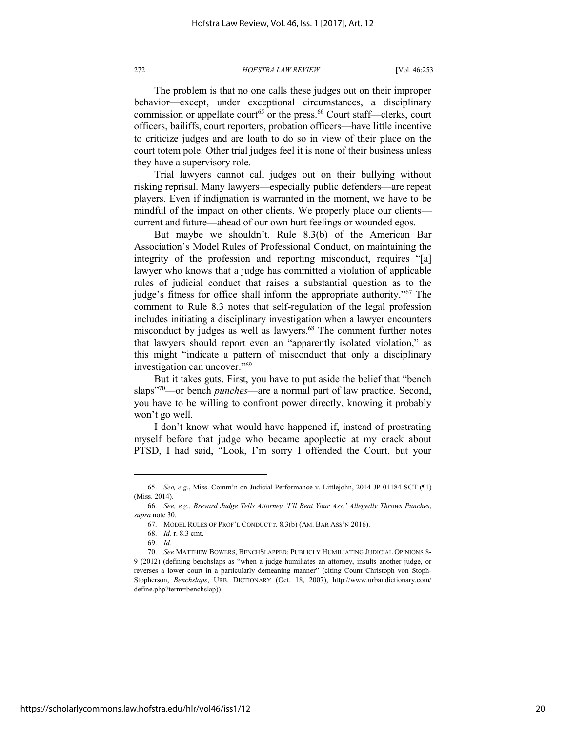The problem is that no one calls these judges out on their improper behavior—except, under exceptional circumstances, a disciplinary commission or appellate court[65] or the press.[66] Court staff—clerks, court officers, bailiffs, court reporters, probation officers—have little incentive to criticize judges and are loath to do so in view of their place on the court totem pole. Other trial judges feel it is none of their business unless they have a supervisory role.

Trial lawyers cannot call judges out on their bullying without risking reprisal. Many lawyers—especially public defenders—are repeat players. Even if indignation is warranted in the moment, we have to be mindful of the impact on other clients. We properly place our clients—current and future—ahead of our own hurt feelings or wounded egos.

But maybe we shouldn't. Rule 8.3(b) of the American Bar Association's Model Rules of Professional Conduct, on maintaining the integrity of the profession and reporting misconduct, requires "[a] lawyer who knows that a judge has committed a violation of applicable rules of judicial conduct that raises a substantial question as to the judge's fitness for office shall inform the appropriate authority."[67] The comment to Rule 8.3 notes that self-regulation of the legal profession includes initiating a disciplinary investigation when a lawyer encounters misconduct by judges as well as lawyers.[68] The comment further notes that lawyers should report even an "apparently isolated violation," as this might "indicate a pattern of misconduct that only a disciplinary investigation can uncover."[69]

But it takes guts. First, you have to put aside the belief that "bench slaps"[70]—or bench *punches*—are a normal part of law practice. Second, you have to be willing to confront power directly, knowing it probably won't go well.

I don't know what would have happened if, instead of prostrating myself before that judge who became apoplectic at my crack about PTSD, I had said, "Look, I'm sorry I offended the Court, but your

---

65. *See, e.g.*, Miss. Comm'n on Judicial Performance v. Littlejohn, 2014-JP-01184-SCT (¶1) (Miss. 2014).

66. *See, e.g.*, *Brevard Judge Tells Attorney 'I'll Beat Your Ass,' Allegedly Throws Punches*, *supra* note 30.

67. MODEL RULES OF PROF'L CONDUCT r. 8.3(b) (AM. BAR ASS'N 2016).

68. *Id.* r. 8.3 cmt.

69. *Id.*

70. *See* MATTHEW BOWERS, BENCHSLAPPED: PUBLICLY HUMILIATING JUDICIAL OPINIONS 8-9 (2012) (defining benchslaps as "when a judge humiliates an attorney, insults another judge, or reverses a lower court in a particularly demeaning manner" (citing Count Christoph von Stoph-Stopherson, *Benchslaps*, URB. DICTIONARY (Oct. 18, 2007), http://www.urbandictionary.com/define.php?term=benchslap)).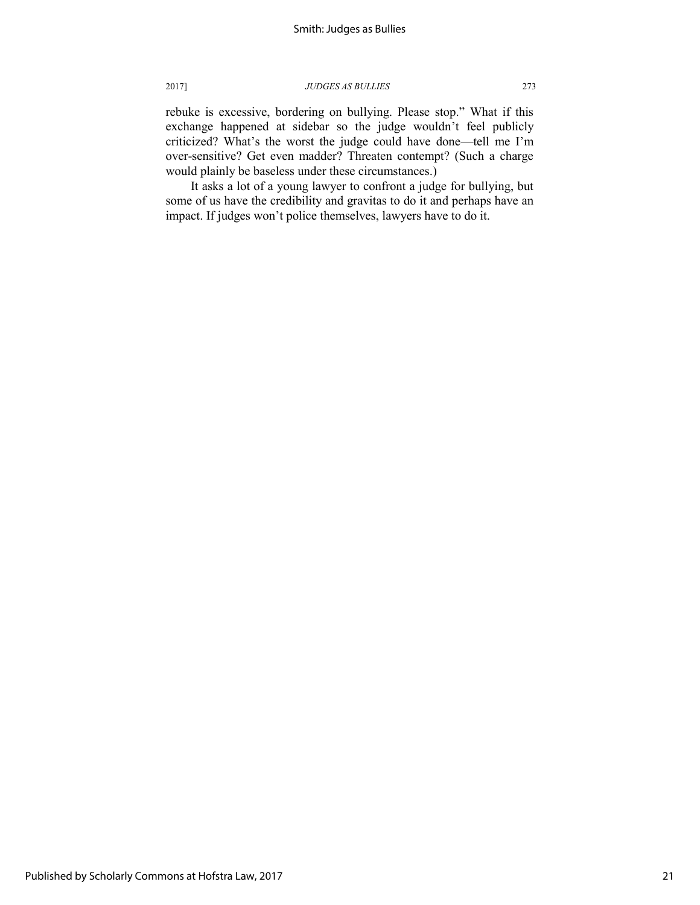rebuke is excessive, bordering on bullying. Please stop." What if this exchange happened at sidebar so the judge wouldn't feel publicly criticized? What's the worst the judge could have done—tell me I'm over-sensitive? Get even madder? Threaten contempt? (Such a charge would plainly be baseless under these circumstances.)

It asks a lot of a young lawyer to confront a judge for bullying, but some of us have the credibility and gravitas to do it and perhaps have an impact. If judges won't police themselves, lawyers have to do it.